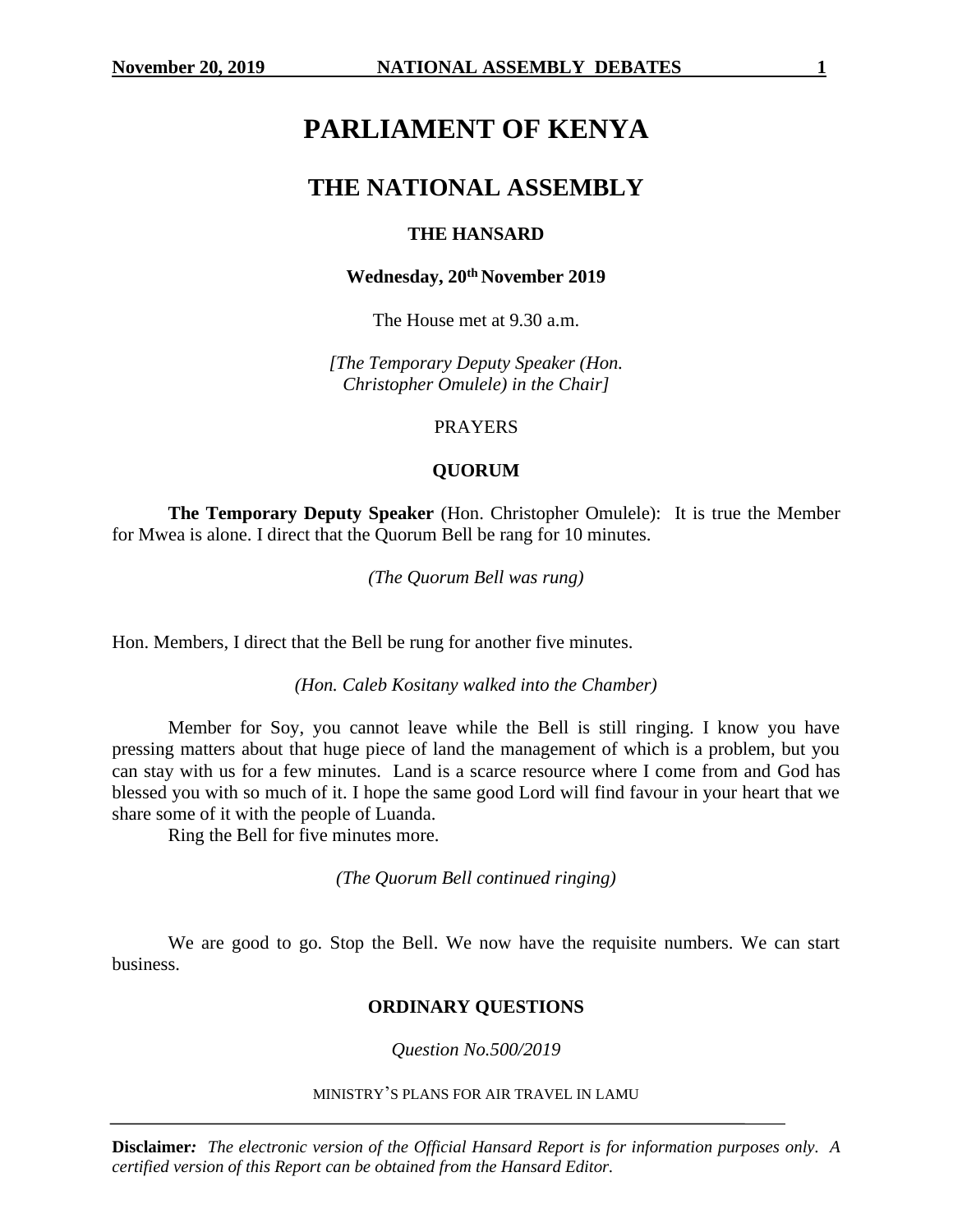# PARLIAMENT OF KENYA

## THE NATIONAL ASSEMBLY

### THE HANSARD

**Wednesday, 20th November 2019**

The House met at 9.30 a.m.

*[The Temporary Deputy Speaker (Hon. Christopher Omulele) in the Chair]*

PRAYERS

**QUORUM**

**The Temporary Deputy Speaker** (Hon. Christopher Omulele): It is true the Member for Mwea is alone. I direct that the Quorum Bell be rang for 10 minutes.

*(The Quorum Bell was rung)*

Hon. Members, I direct that the Bell be rung for another five minutes.

*(Hon. Caleb Kositany walked into the Chamber)*

Member for Soy, you cannot leave while the Bell is still ringing. I know you have pressing matters about that huge piece of land the management of which is a problem, but you can stay with us for a few minutes. Land is a scarce resource where I come from and God has blessed you with so much of it. I hope the same good Lord will find favour in your heart that we share some of it with the people of Luanda.

Ring the Bell for five minutes more.

*(The Quorum Bell continued ringing)*

We are good to go. Stop the Bell. We now have the requisite numbers. We can start business.

**ORDINARY QUESTIONS**

*Question No.500/2019*

MINISTRY'S PLANS FOR AIR TRAVEL IN LAMU

**Disclaimer:** *The electronic version of the Official Hansard Report is for information purposes only. A certified version of this Report can be obtained from the Hansard Editor.*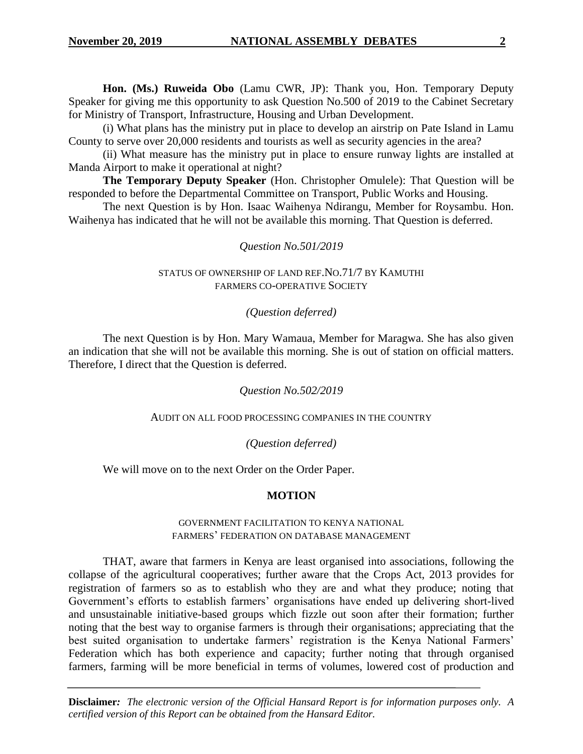**Hon. (Ms.) Ruweida Obo** (Lamu CWR, JP): Thank you, Hon. Temporary Deputy Speaker for giving me this opportunity to ask Question No.500 of 2019 to the Cabinet Secretary for Ministry of Transport, Infrastructure, Housing and Urban Development.

(i) What plans has the ministry put in place to develop an airstrip on Pate Island in Lamu County to serve over 20,000 residents and tourists as well as security agencies in the area?

(ii) What measure has the ministry put in place to ensure runway lights are installed at Manda Airport to make it operational at night?

**The Temporary Deputy Speaker** (Hon. Christopher Omulele): That Question will be responded to before the Departmental Committee on Transport, Public Works and Housing.

The next Question is by Hon. Isaac Waihenya Ndirangu, Member for Roysambu. Hon. Waihenya has indicated that he will not be available this morning. That Question is deferred.

*Question No.501/2019*

STATUS OF OWNERSHIP OF LAND REF.NO.71/7 BY KAMUTHI FARMERS CO-OPERATIVE SOCIETY

*(Question deferred)*

The next Question is by Hon. Mary Wamaua, Member for Maragwa. She has also given an indication that she will not be available this morning. She is out of station on official matters. Therefore, I direct that the Question is deferred.

*Question No.502/2019*

AUDIT ON ALL FOOD PROCESSING COMPANIES IN THE COUNTRY

*(Question deferred)*

We will move on to the next Order on the Order Paper.

## MOTION

GOVERNMENT FACILITATION TO KENYA NATIONAL FARMERS' FEDERATION ON DATABASE MANAGEMENT

THAT, aware that farmers in Kenya are least organised into associations, following the collapse of the agricultural cooperatives; further aware that the Crops Act, 2013 provides for registration of farmers so as to establish who they are and what they produce; noting that Government's efforts to establish farmers' organisations have ended up delivering short-lived and unsustainable initiative-based groups which fizzle out soon after their formation; further noting that the best way to organise farmers is through their organisations; appreciating that the best suited organisation to undertake farmers' registration is the Kenya National Farmers' Federation which has both experience and capacity; further noting that through organised farmers, farming will be more beneficial in terms of volumes, lowered cost of production and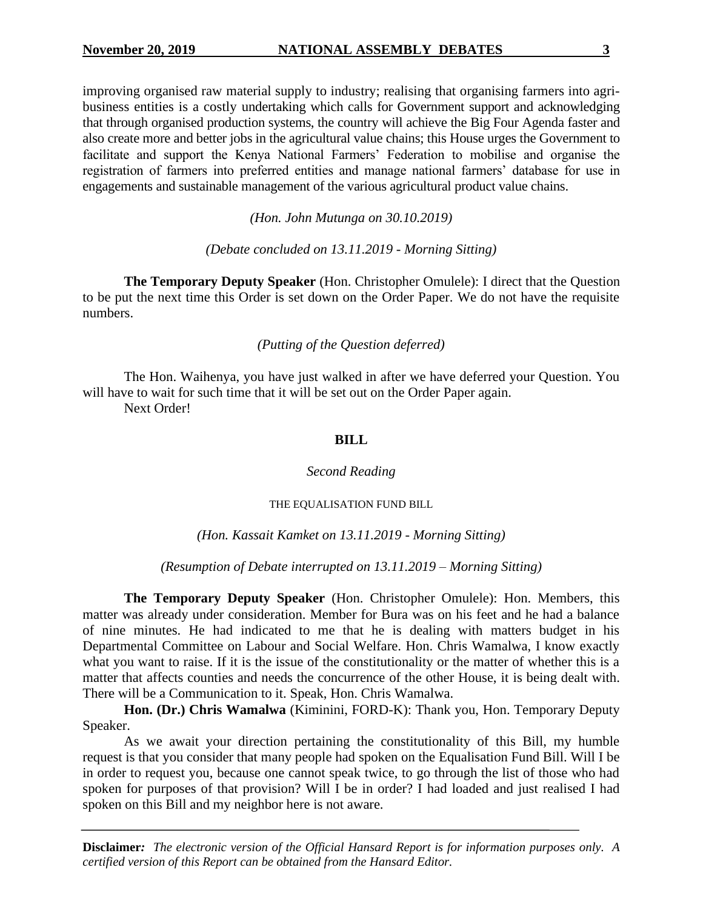improving organised raw material supply to industry; realising that organising farmers into agri-business entities is a costly undertaking which calls for Government support and acknowledging that through organised production systems, the country will achieve the Big Four Agenda faster and also create more and better jobs in the agricultural value chains; this House urges the Government to facilitate and support the Kenya National Farmers' Federation to mobilise and organise the registration of farmers into preferred entities and manage national farmers' database for use in engagements and sustainable management of the various agricultural product value chains.

*(Hon. John Mutunga on 30.10.2019)*

*(Debate concluded on 13.11.2019 - Morning Sitting)*

**The Temporary Deputy Speaker** (Hon. Christopher Omulele): I direct that the Question to be put the next time this Order is set down on the Order Paper. We do not have the requisite numbers.

*(Putting of the Question deferred)*

The Hon. Waihenya, you have just walked in after we have deferred your Question. You will have to wait for such time that it will be set out on the Order Paper again.

Next Order!

## BILL

*Second Reading*

THE EQUALISATION FUND BILL

*(Hon. Kassait Kamket on 13.11.2019 - Morning Sitting)*

*(Resumption of Debate interrupted on 13.11.2019 – Morning Sitting)*

**The Temporary Deputy Speaker** (Hon. Christopher Omulele): Hon. Members, this matter was already under consideration. Member for Bura was on his feet and he had a balance of nine minutes. He had indicated to me that he is dealing with matters budget in his Departmental Committee on Labour and Social Welfare. Hon. Chris Wamalwa, I know exactly what you want to raise. If it is the issue of the constitutionality or the matter of whether this is a matter that affects counties and needs the concurrence of the other House, it is being dealt with. There will be a Communication to it. Speak, Hon. Chris Wamalwa.

**Hon. (Dr.) Chris Wamalwa** (Kiminini, FORD-K): Thank you, Hon. Temporary Deputy Speaker.

As we await your direction pertaining the constitutionality of this Bill, my humble request is that you consider that many people had spoken on the Equalisation Fund Bill. Will I be in order to request you, because one cannot speak twice, to go through the list of those who had spoken for purposes of that provision? Will I be in order? I had loaded and just realised I had spoken on this Bill and my neighbor here is not aware.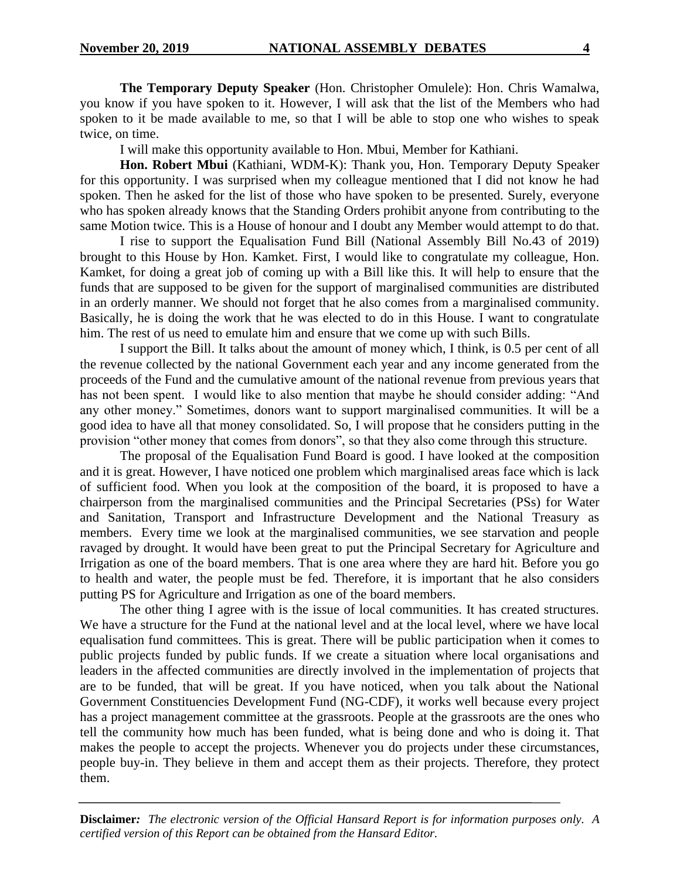**The Temporary Deputy Speaker** (Hon. Christopher Omulele): Hon. Chris Wamalwa, you know if you have spoken to it. However, I will ask that the list of the Members who had spoken to it be made available to me, so that I will be able to stop one who wishes to speak twice, on time.

I will make this opportunity available to Hon. Mbui, Member for Kathiani.

**Hon. Robert Mbui** (Kathiani, WDM-K): Thank you, Hon. Temporary Deputy Speaker for this opportunity. I was surprised when my colleague mentioned that I did not know he had spoken. Then he asked for the list of those who have spoken to be presented. Surely, everyone who has spoken already knows that the Standing Orders prohibit anyone from contributing to the same Motion twice. This is a House of honour and I doubt any Member would attempt to do that.

I rise to support the Equalisation Fund Bill (National Assembly Bill No.43 of 2019) brought to this House by Hon. Kamket. First, I would like to congratulate my colleague, Hon. Kamket, for doing a great job of coming up with a Bill like this. It will help to ensure that the funds that are supposed to be given for the support of marginalised communities are distributed in an orderly manner. We should not forget that he also comes from a marginalised community. Basically, he is doing the work that he was elected to do in this House. I want to congratulate him. The rest of us need to emulate him and ensure that we come up with such Bills.

I support the Bill. It talks about the amount of money which, I think, is 0.5 per cent of all the revenue collected by the national Government each year and any income generated from the proceeds of the Fund and the cumulative amount of the national revenue from previous years that has not been spent. I would like to also mention that maybe he should consider adding: "And any other money." Sometimes, donors want to support marginalised communities. It will be a good idea to have all that money consolidated. So, I will propose that he considers putting in the provision "other money that comes from donors", so that they also come through this structure.

The proposal of the Equalisation Fund Board is good. I have looked at the composition and it is great. However, I have noticed one problem which marginalised areas face which is lack of sufficient food. When you look at the composition of the board, it is proposed to have a chairperson from the marginalised communities and the Principal Secretaries (PSs) for Water and Sanitation, Transport and Infrastructure Development and the National Treasury as members. Every time we look at the marginalised communities, we see starvation and people ravaged by drought. It would have been great to put the Principal Secretary for Agriculture and Irrigation as one of the board members. That is one area where they are hard hit. Before you go to health and water, the people must be fed. Therefore, it is important that he also considers putting PS for Agriculture and Irrigation as one of the board members.

The other thing I agree with is the issue of local communities. It has created structures. We have a structure for the Fund at the national level and at the local level, where we have local equalisation fund committees. This is great. There will be public participation when it comes to public projects funded by public funds. If we create a situation where local organisations and leaders in the affected communities are directly involved in the implementation of projects that are to be funded, that will be great. If you have noticed, when you talk about the National Government Constituencies Development Fund (NG-CDF), it works well because every project has a project management committee at the grassroots. People at the grassroots are the ones who tell the community how much has been funded, what is being done and who is doing it. That makes the people to accept the projects. Whenever you do projects under these circumstances, people buy-in. They believe in them and accept them as their projects. Therefore, they protect them.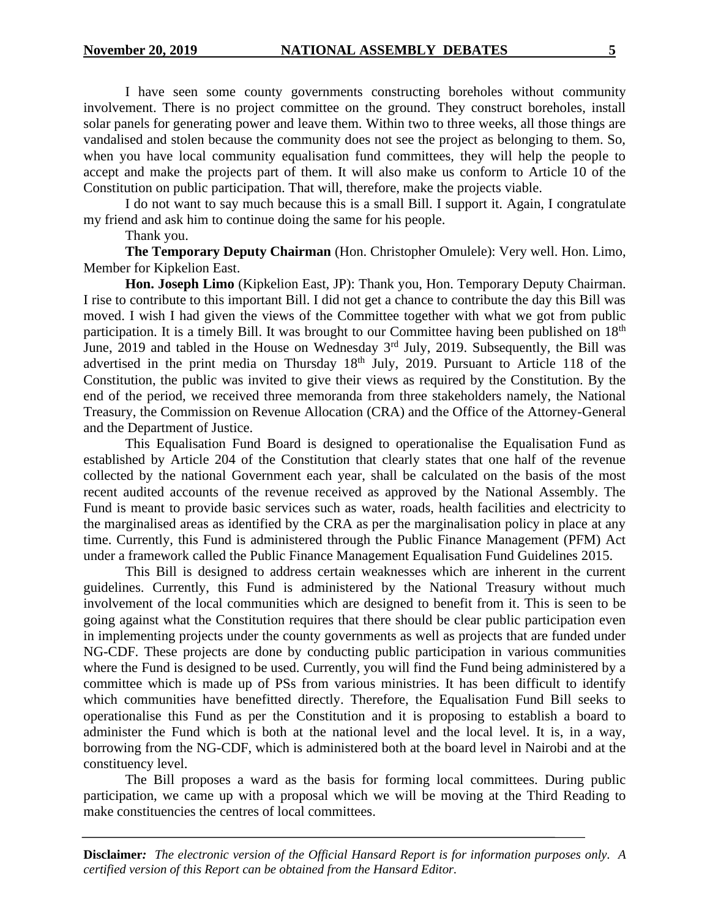I have seen some county governments constructing boreholes without community involvement. There is no project committee on the ground. They construct boreholes, install solar panels for generating power and leave them. Within two to three weeks, all those things are vandalised and stolen because the community does not see the project as belonging to them. So, when you have local community equalisation fund committees, they will help the people to accept and make the projects part of them. It will also make us conform to Article 10 of the Constitution on public participation. That will, therefore, make the projects viable.

I do not want to say much because this is a small Bill. I support it. Again, I congratulate my friend and ask him to continue doing the same for his people.

Thank you.

**The Temporary Deputy Chairman** (Hon. Christopher Omulele): Very well. Hon. Limo, Member for Kipkelion East.

**Hon. Joseph Limo** (Kipkelion East, JP): Thank you, Hon. Temporary Deputy Chairman. I rise to contribute to this important Bill. I did not get a chance to contribute the day this Bill was moved. I wish I had given the views of the Committee together with what we got from public participation. It is a timely Bill. It was brought to our Committee having been published on 18th June, 2019 and tabled in the House on Wednesday 3rd July, 2019. Subsequently, the Bill was advertised in the print media on Thursday 18th July, 2019. Pursuant to Article 118 of the Constitution, the public was invited to give their views as required by the Constitution. By the end of the period, we received three memoranda from three stakeholders namely, the National Treasury, the Commission on Revenue Allocation (CRA) and the Office of the Attorney-General and the Department of Justice.

This Equalisation Fund Board is designed to operationalise the Equalisation Fund as established by Article 204 of the Constitution that clearly states that one half of the revenue collected by the national Government each year, shall be calculated on the basis of the most recent audited accounts of the revenue received as approved by the National Assembly. The Fund is meant to provide basic services such as water, roads, health facilities and electricity to the marginalised areas as identified by the CRA as per the marginalisation policy in place at any time. Currently, this Fund is administered through the Public Finance Management (PFM) Act under a framework called the Public Finance Management Equalisation Fund Guidelines 2015.

This Bill is designed to address certain weaknesses which are inherent in the current guidelines. Currently, this Fund is administered by the National Treasury without much involvement of the local communities which are designed to benefit from it. This is seen to be going against what the Constitution requires that there should be clear public participation even in implementing projects under the county governments as well as projects that are funded under NG-CDF. These projects are done by conducting public participation in various communities where the Fund is designed to be used. Currently, you will find the Fund being administered by a committee which is made up of PSs from various ministries. It has been difficult to identify which communities have benefitted directly. Therefore, the Equalisation Fund Bill seeks to operationalise this Fund as per the Constitution and it is proposing to establish a board to administer the Fund which is both at the national level and the local level. It is, in a way, borrowing from the NG-CDF, which is administered both at the board level in Nairobi and at the constituency level.

The Bill proposes a ward as the basis for forming local committees. During public participation, we came up with a proposal which we will be moving at the Third Reading to make constituencies the centres of local committees.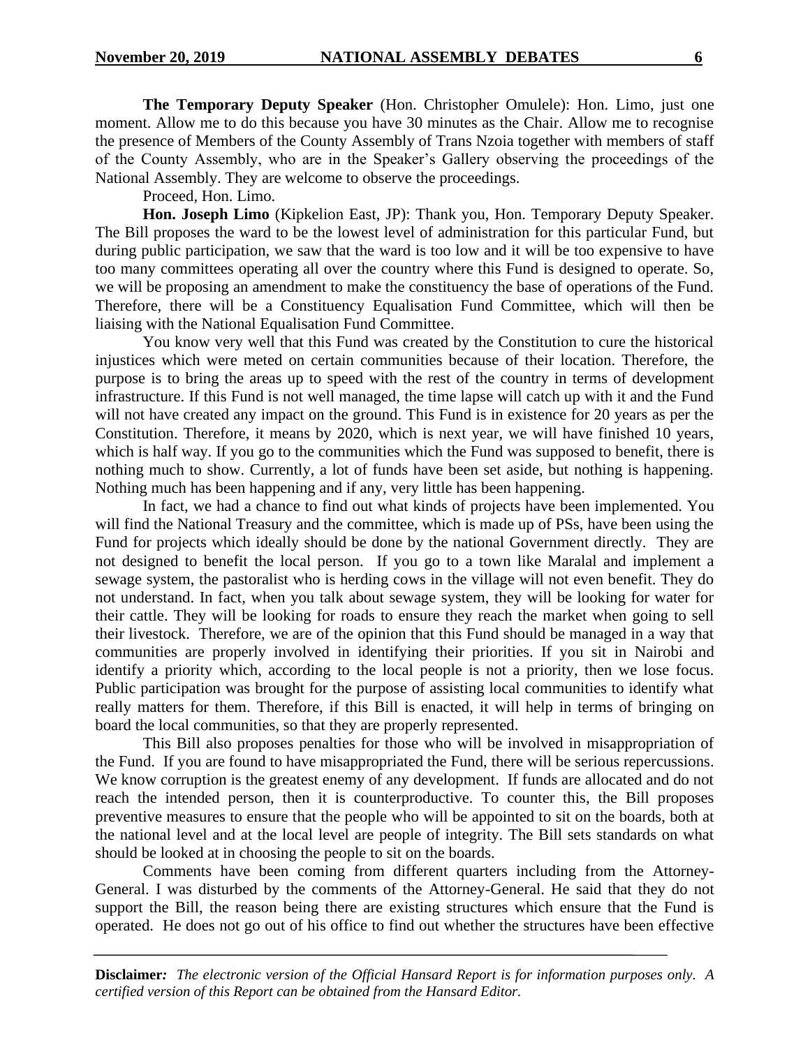**The Temporary Deputy Speaker** (Hon. Christopher Omulele): Hon. Limo, just one moment. Allow me to do this because you have 30 minutes as the Chair. Allow me to recognise the presence of Members of the County Assembly of Trans Nzoia together with members of staff of the County Assembly, who are in the Speaker's Gallery observing the proceedings of the National Assembly. They are welcome to observe the proceedings.

Proceed, Hon. Limo.

**Hon. Joseph Limo** (Kipkelion East, JP): Thank you, Hon. Temporary Deputy Speaker. The Bill proposes the ward to be the lowest level of administration for this particular Fund, but during public participation, we saw that the ward is too low and it will be too expensive to have too many committees operating all over the country where this Fund is designed to operate. So, we will be proposing an amendment to make the constituency the base of operations of the Fund. Therefore, there will be a Constituency Equalisation Fund Committee, which will then be liaising with the National Equalisation Fund Committee.

You know very well that this Fund was created by the Constitution to cure the historical injustices which were meted on certain communities because of their location. Therefore, the purpose is to bring the areas up to speed with the rest of the country in terms of development infrastructure. If this Fund is not well managed, the time lapse will catch up with it and the Fund will not have created any impact on the ground. This Fund is in existence for 20 years as per the Constitution. Therefore, it means by 2020, which is next year, we will have finished 10 years, which is half way. If you go to the communities which the Fund was supposed to benefit, there is nothing much to show. Currently, a lot of funds have been set aside, but nothing is happening. Nothing much has been happening and if any, very little has been happening.

In fact, we had a chance to find out what kinds of projects have been implemented. You will find the National Treasury and the committee, which is made up of PSs, have been using the Fund for projects which ideally should be done by the national Government directly. They are not designed to benefit the local person. If you go to a town like Maralal and implement a sewage system, the pastoralist who is herding cows in the village will not even benefit. They do not understand. In fact, when you talk about sewage system, they will be looking for water for their cattle. They will be looking for roads to ensure they reach the market when going to sell their livestock. Therefore, we are of the opinion that this Fund should be managed in a way that communities are properly involved in identifying their priorities. If you sit in Nairobi and identify a priority which, according to the local people is not a priority, then we lose focus. Public participation was brought for the purpose of assisting local communities to identify what really matters for them. Therefore, if this Bill is enacted, it will help in terms of bringing on board the local communities, so that they are properly represented.

This Bill also proposes penalties for those who will be involved in misappropriation of the Fund. If you are found to have misappropriated the Fund, there will be serious repercussions. We know corruption is the greatest enemy of any development. If funds are allocated and do not reach the intended person, then it is counterproductive. To counter this, the Bill proposes preventive measures to ensure that the people who will be appointed to sit on the boards, both at the national level and at the local level are people of integrity. The Bill sets standards on what should be looked at in choosing the people to sit on the boards.

Comments have been coming from different quarters including from the Attorney-General. I was disturbed by the comments of the Attorney-General. He said that they do not support the Bill, the reason being there are existing structures which ensure that the Fund is operated. He does not go out of his office to find out whether the structures have been effective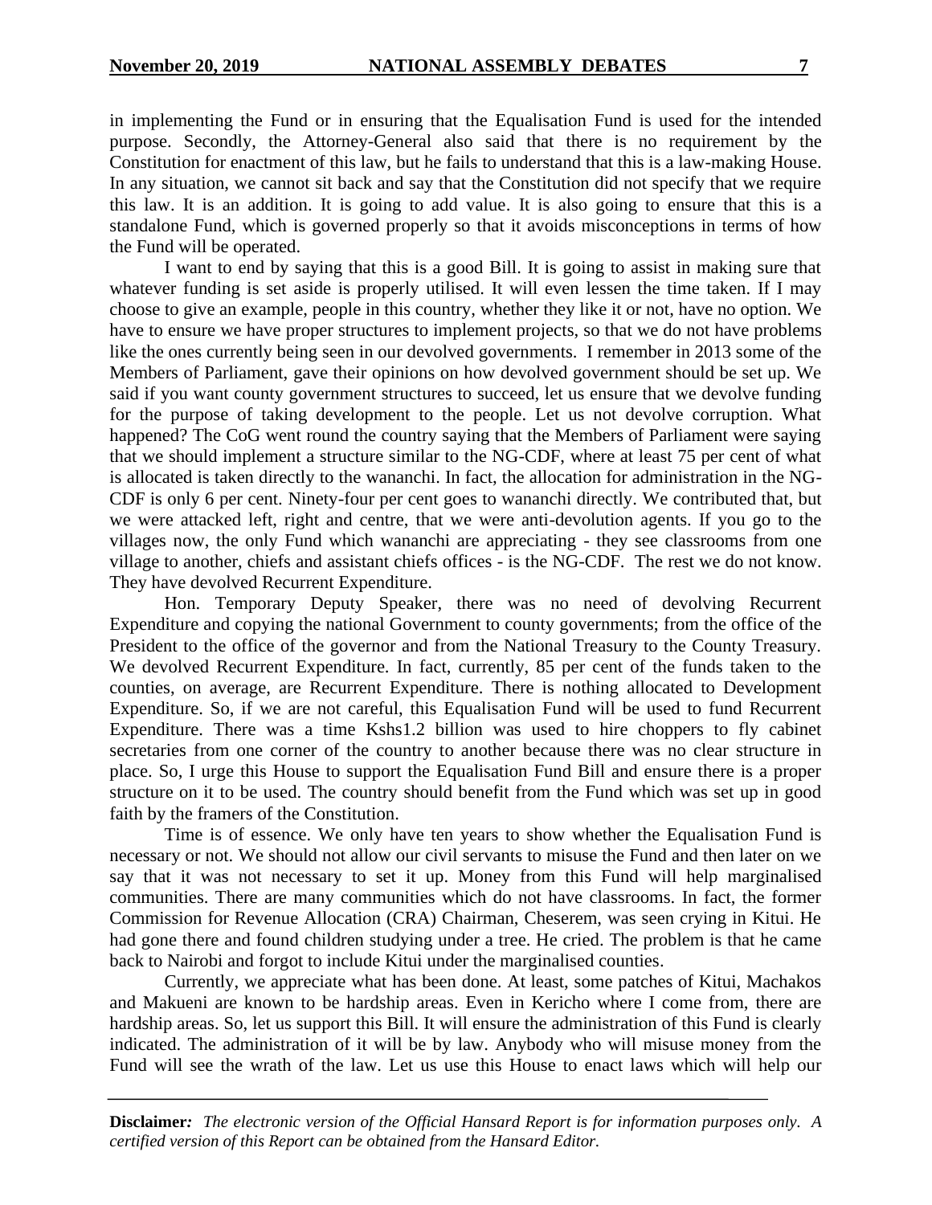in implementing the Fund or in ensuring that the Equalisation Fund is used for the intended purpose. Secondly, the Attorney-General also said that there is no requirement by the Constitution for enactment of this law, but he fails to understand that this is a law-making House. In any situation, we cannot sit back and say that the Constitution did not specify that we require this law. It is an addition. It is going to add value. It is also going to ensure that this is a standalone Fund, which is governed properly so that it avoids misconceptions in terms of how the Fund will be operated.

I want to end by saying that this is a good Bill. It is going to assist in making sure that whatever funding is set aside is properly utilised. It will even lessen the time taken. If I may choose to give an example, people in this country, whether they like it or not, have no option. We have to ensure we have proper structures to implement projects, so that we do not have problems like the ones currently being seen in our devolved governments. I remember in 2013 some of the Members of Parliament, gave their opinions on how devolved government should be set up. We said if you want county government structures to succeed, let us ensure that we devolve funding for the purpose of taking development to the people. Let us not devolve corruption. What happened? The CoG went round the country saying that the Members of Parliament were saying that we should implement a structure similar to the NG-CDF, where at least 75 per cent of what is allocated is taken directly to the wananchi. In fact, the allocation for administration in the NG-CDF is only 6 per cent. Ninety-four per cent goes to wananchi directly. We contributed that, but we were attacked left, right and centre, that we were anti-devolution agents. If you go to the villages now, the only Fund which wananchi are appreciating - they see classrooms from one village to another, chiefs and assistant chiefs offices - is the NG-CDF. The rest we do not know. They have devolved Recurrent Expenditure.

Hon. Temporary Deputy Speaker, there was no need of devolving Recurrent Expenditure and copying the national Government to county governments; from the office of the President to the office of the governor and from the National Treasury to the County Treasury. We devolved Recurrent Expenditure. In fact, currently, 85 per cent of the funds taken to the counties, on average, are Recurrent Expenditure. There is nothing allocated to Development Expenditure. So, if we are not careful, this Equalisation Fund will be used to fund Recurrent Expenditure. There was a time Kshs1.2 billion was used to hire choppers to fly cabinet secretaries from one corner of the country to another because there was no clear structure in place. So, I urge this House to support the Equalisation Fund Bill and ensure there is a proper structure on it to be used. The country should benefit from the Fund which was set up in good faith by the framers of the Constitution.

Time is of essence. We only have ten years to show whether the Equalisation Fund is necessary or not. We should not allow our civil servants to misuse the Fund and then later on we say that it was not necessary to set it up. Money from this Fund will help marginalised communities. There are many communities which do not have classrooms. In fact, the former Commission for Revenue Allocation (CRA) Chairman, Cheserem, was seen crying in Kitui. He had gone there and found children studying under a tree. He cried. The problem is that he came back to Nairobi and forgot to include Kitui under the marginalised counties.

Currently, we appreciate what has been done. At least, some patches of Kitui, Machakos and Makueni are known to be hardship areas. Even in Kericho where I come from, there are hardship areas. So, let us support this Bill. It will ensure the administration of this Fund is clearly indicated. The administration of it will be by law. Anybody who will misuse money from the Fund will see the wrath of the law. Let us use this House to enact laws which will help our

**Disclaimer:** *The electronic version of the Official Hansard Report is for information purposes only. A certified version of this Report can be obtained from the Hansard Editor.*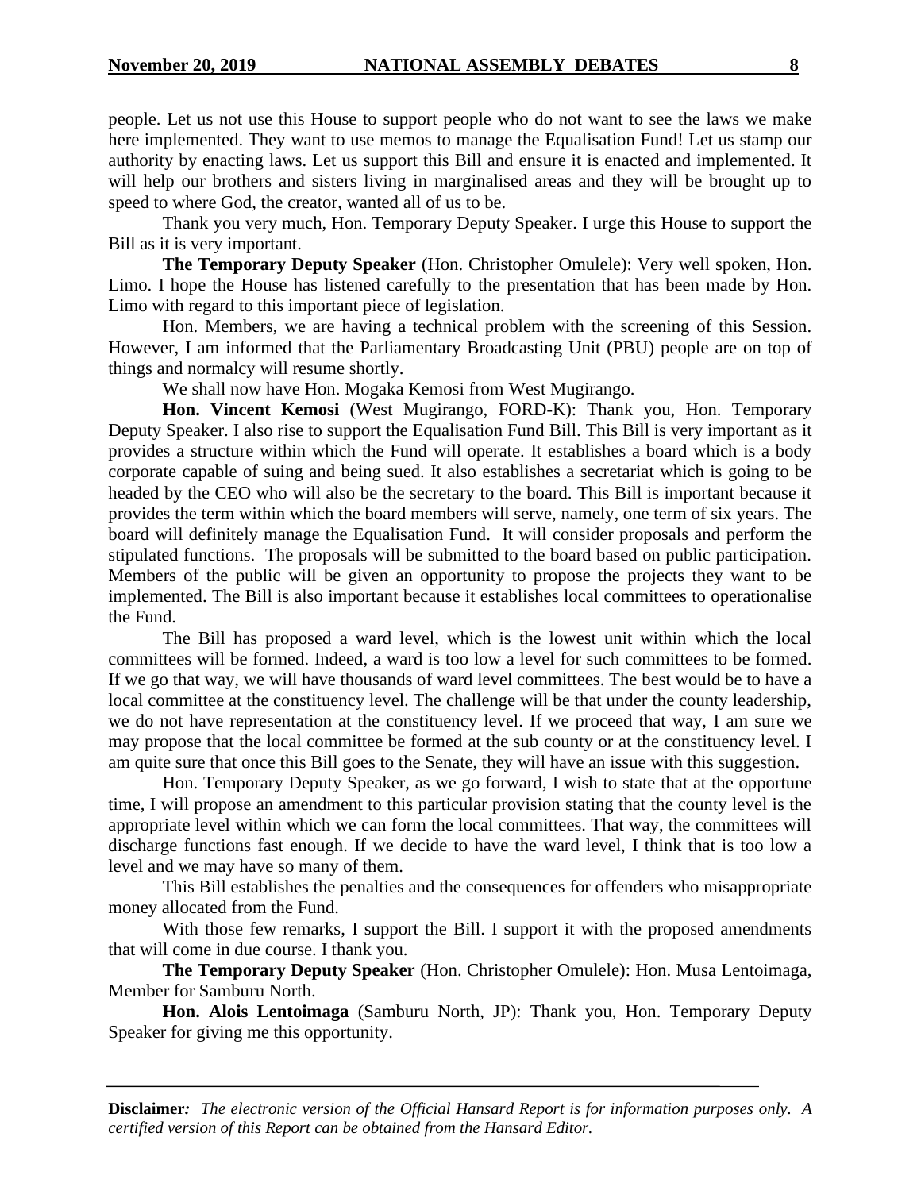people. Let us not use this House to support people who do not want to see the laws we make here implemented. They want to use memos to manage the Equalisation Fund! Let us stamp our authority by enacting laws. Let us support this Bill and ensure it is enacted and implemented. It will help our brothers and sisters living in marginalised areas and they will be brought up to speed to where God, the creator, wanted all of us to be.

Thank you very much, Hon. Temporary Deputy Speaker. I urge this House to support the Bill as it is very important.

**The Temporary Deputy Speaker** (Hon. Christopher Omulele): Very well spoken, Hon. Limo. I hope the House has listened carefully to the presentation that has been made by Hon. Limo with regard to this important piece of legislation.

Hon. Members, we are having a technical problem with the screening of this Session. However, I am informed that the Parliamentary Broadcasting Unit (PBU) people are on top of things and normalcy will resume shortly.

We shall now have Hon. Mogaka Kemosi from West Mugirango.

**Hon. Vincent Kemosi** (West Mugirango, FORD-K): Thank you, Hon. Temporary Deputy Speaker. I also rise to support the Equalisation Fund Bill. This Bill is very important as it provides a structure within which the Fund will operate. It establishes a board which is a body corporate capable of suing and being sued. It also establishes a secretariat which is going to be headed by the CEO who will also be the secretary to the board. This Bill is important because it provides the term within which the board members will serve, namely, one term of six years. The board will definitely manage the Equalisation Fund. It will consider proposals and perform the stipulated functions. The proposals will be submitted to the board based on public participation. Members of the public will be given an opportunity to propose the projects they want to be implemented. The Bill is also important because it establishes local committees to operationalise the Fund.

The Bill has proposed a ward level, which is the lowest unit within which the local committees will be formed. Indeed, a ward is too low a level for such committees to be formed. If we go that way, we will have thousands of ward level committees. The best would be to have a local committee at the constituency level. The challenge will be that under the county leadership, we do not have representation at the constituency level. If we proceed that way, I am sure we may propose that the local committee be formed at the sub county or at the constituency level. I am quite sure that once this Bill goes to the Senate, they will have an issue with this suggestion.

Hon. Temporary Deputy Speaker, as we go forward, I wish to state that at the opportune time, I will propose an amendment to this particular provision stating that the county level is the appropriate level within which we can form the local committees. That way, the committees will discharge functions fast enough. If we decide to have the ward level, I think that is too low a level and we may have so many of them.

This Bill establishes the penalties and the consequences for offenders who misappropriate money allocated from the Fund.

With those few remarks, I support the Bill. I support it with the proposed amendments that will come in due course. I thank you.

**The Temporary Deputy Speaker** (Hon. Christopher Omulele): Hon. Musa Lentoimaga, Member for Samburu North.

**Hon. Alois Lentoimaga** (Samburu North, JP): Thank you, Hon. Temporary Deputy Speaker for giving me this opportunity.

**Disclaimer***:* *The electronic version of the Official Hansard Report is for information purposes only. A certified version of this Report can be obtained from the Hansard Editor.*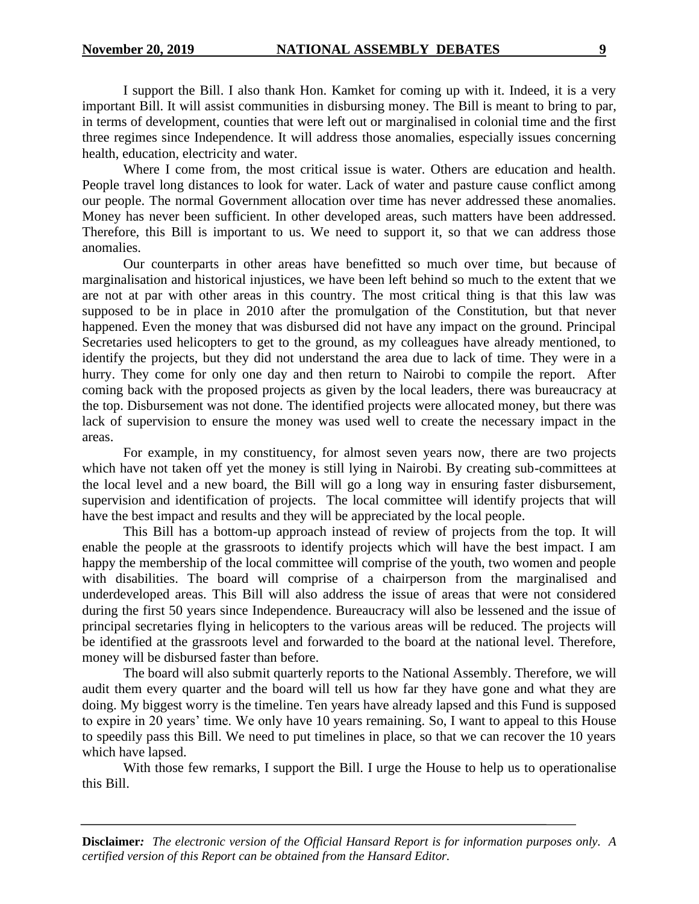I support the Bill. I also thank Hon. Kamket for coming up with it. Indeed, it is a very important Bill. It will assist communities in disbursing money. The Bill is meant to bring to par, in terms of development, counties that were left out or marginalised in colonial time and the first three regimes since Independence. It will address those anomalies, especially issues concerning health, education, electricity and water.

Where I come from, the most critical issue is water. Others are education and health. People travel long distances to look for water. Lack of water and pasture cause conflict among our people. The normal Government allocation over time has never addressed these anomalies. Money has never been sufficient. In other developed areas, such matters have been addressed. Therefore, this Bill is important to us. We need to support it, so that we can address those anomalies.

Our counterparts in other areas have benefitted so much over time, but because of marginalisation and historical injustices, we have been left behind so much to the extent that we are not at par with other areas in this country. The most critical thing is that this law was supposed to be in place in 2010 after the promulgation of the Constitution, but that never happened. Even the money that was disbursed did not have any impact on the ground. Principal Secretaries used helicopters to get to the ground, as my colleagues have already mentioned, to identify the projects, but they did not understand the area due to lack of time. They were in a hurry. They come for only one day and then return to Nairobi to compile the report. After coming back with the proposed projects as given by the local leaders, there was bureaucracy at the top. Disbursement was not done. The identified projects were allocated money, but there was lack of supervision to ensure the money was used well to create the necessary impact in the areas.

For example, in my constituency, for almost seven years now, there are two projects which have not taken off yet the money is still lying in Nairobi. By creating sub-committees at the local level and a new board, the Bill will go a long way in ensuring faster disbursement, supervision and identification of projects. The local committee will identify projects that will have the best impact and results and they will be appreciated by the local people.

This Bill has a bottom-up approach instead of review of projects from the top. It will enable the people at the grassroots to identify projects which will have the best impact. I am happy the membership of the local committee will comprise of the youth, two women and people with disabilities. The board will comprise of a chairperson from the marginalised and underdeveloped areas. This Bill will also address the issue of areas that were not considered during the first 50 years since Independence. Bureaucracy will also be lessened and the issue of principal secretaries flying in helicopters to the various areas will be reduced. The projects will be identified at the grassroots level and forwarded to the board at the national level. Therefore, money will be disbursed faster than before.

The board will also submit quarterly reports to the National Assembly. Therefore, we will audit them every quarter and the board will tell us how far they have gone and what they are doing. My biggest worry is the timeline. Ten years have already lapsed and this Fund is supposed to expire in 20 years' time. We only have 10 years remaining. So, I want to appeal to this House to speedily pass this Bill. We need to put timelines in place, so that we can recover the 10 years which have lapsed.

With those few remarks, I support the Bill. I urge the House to help us to operationalise this Bill.

**Disclaimer***:* *The electronic version of the Official Hansard Report is for information purposes only. A certified version of this Report can be obtained from the Hansard Editor.*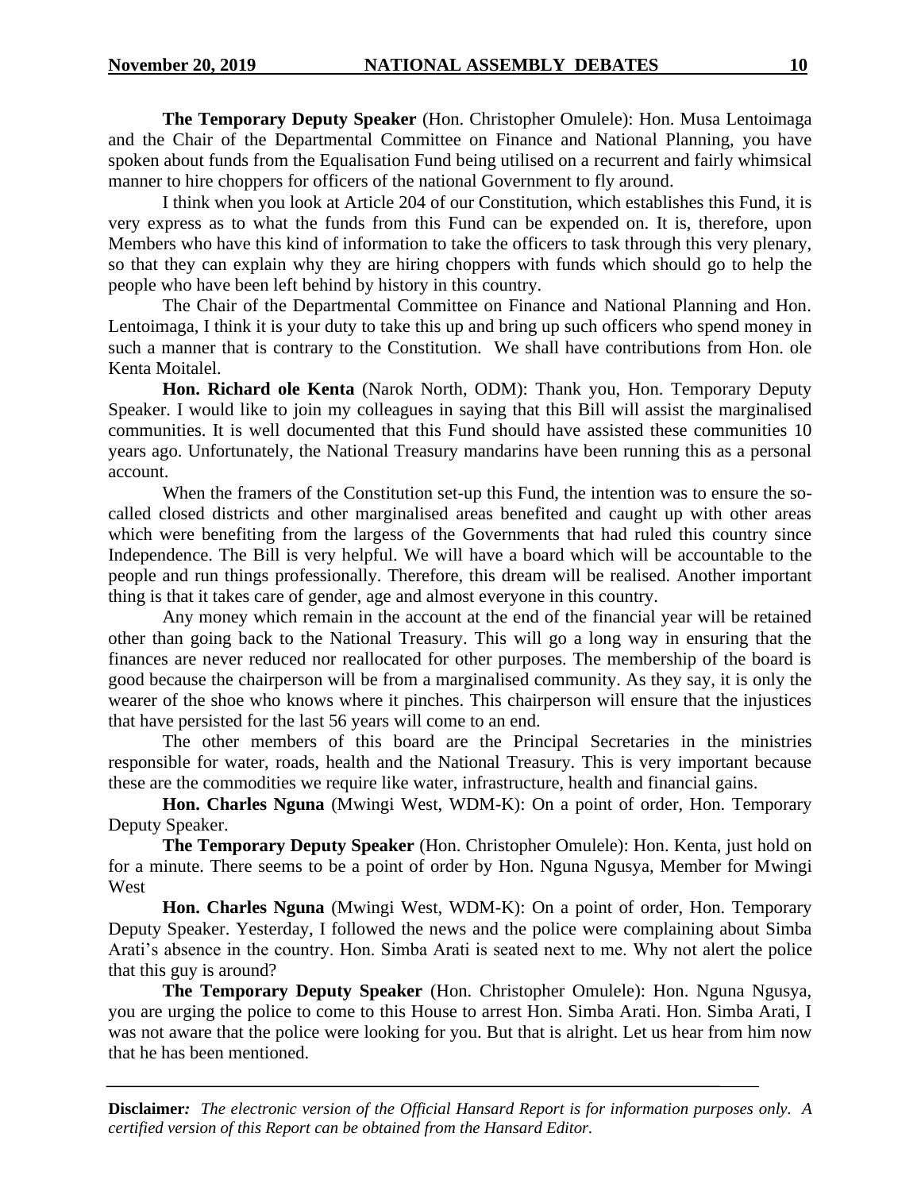**The Temporary Deputy Speaker** (Hon. Christopher Omulele): Hon. Musa Lentoimaga and the Chair of the Departmental Committee on Finance and National Planning, you have spoken about funds from the Equalisation Fund being utilised on a recurrent and fairly whimsical manner to hire choppers for officers of the national Government to fly around.

I think when you look at Article 204 of our Constitution, which establishes this Fund, it is very express as to what the funds from this Fund can be expended on. It is, therefore, upon Members who have this kind of information to take the officers to task through this very plenary, so that they can explain why they are hiring choppers with funds which should go to help the people who have been left behind by history in this country.

The Chair of the Departmental Committee on Finance and National Planning and Hon. Lentoimaga, I think it is your duty to take this up and bring up such officers who spend money in such a manner that is contrary to the Constitution. We shall have contributions from Hon. ole Kenta Moitalel.

**Hon. Richard ole Kenta** (Narok North, ODM): Thank you, Hon. Temporary Deputy Speaker. I would like to join my colleagues in saying that this Bill will assist the marginalised communities. It is well documented that this Fund should have assisted these communities 10 years ago. Unfortunately, the National Treasury mandarins have been running this as a personal account.

When the framers of the Constitution set-up this Fund, the intention was to ensure the so-called closed districts and other marginalised areas benefited and caught up with other areas which were benefiting from the largess of the Governments that had ruled this country since Independence. The Bill is very helpful. We will have a board which will be accountable to the people and run things professionally. Therefore, this dream will be realised. Another important thing is that it takes care of gender, age and almost everyone in this country.

Any money which remain in the account at the end of the financial year will be retained other than going back to the National Treasury. This will go a long way in ensuring that the finances are never reduced nor reallocated for other purposes. The membership of the board is good because the chairperson will be from a marginalised community. As they say, it is only the wearer of the shoe who knows where it pinches. This chairperson will ensure that the injustices that have persisted for the last 56 years will come to an end.

The other members of this board are the Principal Secretaries in the ministries responsible for water, roads, health and the National Treasury. This is very important because these are the commodities we require like water, infrastructure, health and financial gains.

**Hon. Charles Nguna** (Mwingi West, WDM-K): On a point of order, Hon. Temporary Deputy Speaker.

**The Temporary Deputy Speaker** (Hon. Christopher Omulele): Hon. Kenta, just hold on for a minute. There seems to be a point of order by Hon. Nguna Ngusya, Member for Mwingi West

**Hon. Charles Nguna** (Mwingi West, WDM-K): On a point of order, Hon. Temporary Deputy Speaker. Yesterday, I followed the news and the police were complaining about Simba Arati's absence in the country. Hon. Simba Arati is seated next to me. Why not alert the police that this guy is around?

**The Temporary Deputy Speaker** (Hon. Christopher Omulele): Hon. Nguna Ngusya, you are urging the police to come to this House to arrest Hon. Simba Arati. Hon. Simba Arati, I was not aware that the police were looking for you. But that is alright. Let us hear from him now that he has been mentioned.

**Disclaimer***:* *The electronic version of the Official Hansard Report is for information purposes only. A certified version of this Report can be obtained from the Hansard Editor.*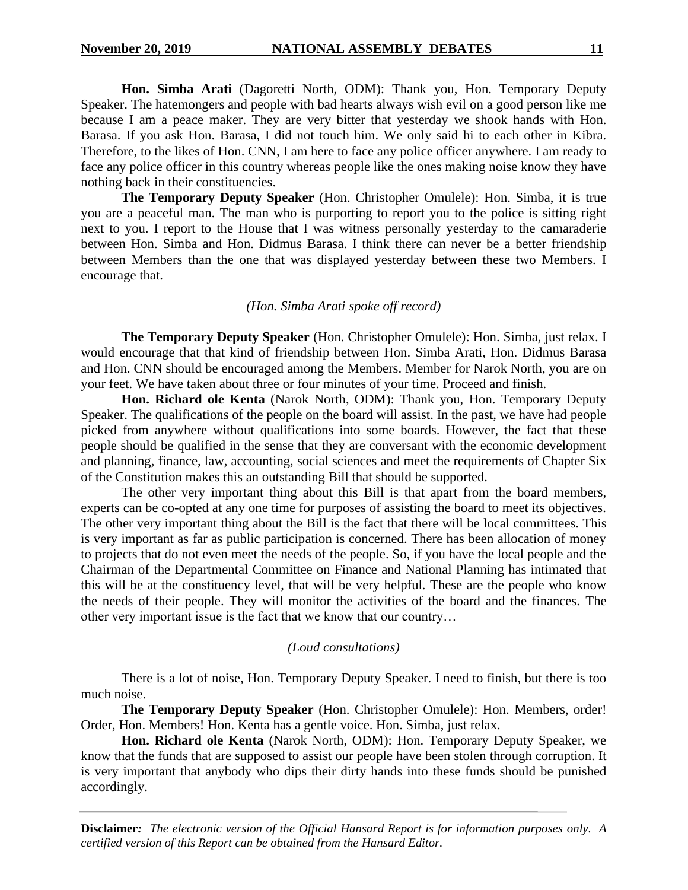**Hon. Simba Arati** (Dagoretti North, ODM): Thank you, Hon. Temporary Deputy Speaker. The hatemongers and people with bad hearts always wish evil on a good person like me because I am a peace maker. They are very bitter that yesterday we shook hands with Hon. Barasa. If you ask Hon. Barasa, I did not touch him. We only said hi to each other in Kibra. Therefore, to the likes of Hon. CNN, I am here to face any police officer anywhere. I am ready to face any police officer in this country whereas people like the ones making noise know they have nothing back in their constituencies.

**The Temporary Deputy Speaker** (Hon. Christopher Omulele): Hon. Simba, it is true you are a peaceful man. The man who is purporting to report you to the police is sitting right next to you. I report to the House that I was witness personally yesterday to the camaraderie between Hon. Simba and Hon. Didmus Barasa. I think there can never be a better friendship between Members than the one that was displayed yesterday between these two Members. I encourage that.

*(Hon. Simba Arati spoke off record)*

**The Temporary Deputy Speaker** (Hon. Christopher Omulele): Hon. Simba, just relax. I would encourage that that kind of friendship between Hon. Simba Arati, Hon. Didmus Barasa and Hon. CNN should be encouraged among the Members. Member for Narok North, you are on your feet. We have taken about three or four minutes of your time. Proceed and finish.

**Hon. Richard ole Kenta** (Narok North, ODM): Thank you, Hon. Temporary Deputy Speaker. The qualifications of the people on the board will assist. In the past, we have had people picked from anywhere without qualifications into some boards. However, the fact that these people should be qualified in the sense that they are conversant with the economic development and planning, finance, law, accounting, social sciences and meet the requirements of Chapter Six of the Constitution makes this an outstanding Bill that should be supported.

The other very important thing about this Bill is that apart from the board members, experts can be co-opted at any one time for purposes of assisting the board to meet its objectives. The other very important thing about the Bill is the fact that there will be local committees. This is very important as far as public participation is concerned. There has been allocation of money to projects that do not even meet the needs of the people. So, if you have the local people and the Chairman of the Departmental Committee on Finance and National Planning has intimated that this will be at the constituency level, that will be very helpful. These are the people who know the needs of their people. They will monitor the activities of the board and the finances. The other very important issue is the fact that we know that our country…

*(Loud consultations)*

There is a lot of noise, Hon. Temporary Deputy Speaker. I need to finish, but there is too much noise.

**The Temporary Deputy Speaker** (Hon. Christopher Omulele): Hon. Members, order! Order, Hon. Members! Hon. Kenta has a gentle voice. Hon. Simba, just relax.

**Hon. Richard ole Kenta** (Narok North, ODM): Hon. Temporary Deputy Speaker, we know that the funds that are supposed to assist our people have been stolen through corruption. It is very important that anybody who dips their dirty hands into these funds should be punished accordingly.

**Disclaimer***:* *The electronic version of the Official Hansard Report is for information purposes only. A certified version of this Report can be obtained from the Hansard Editor.*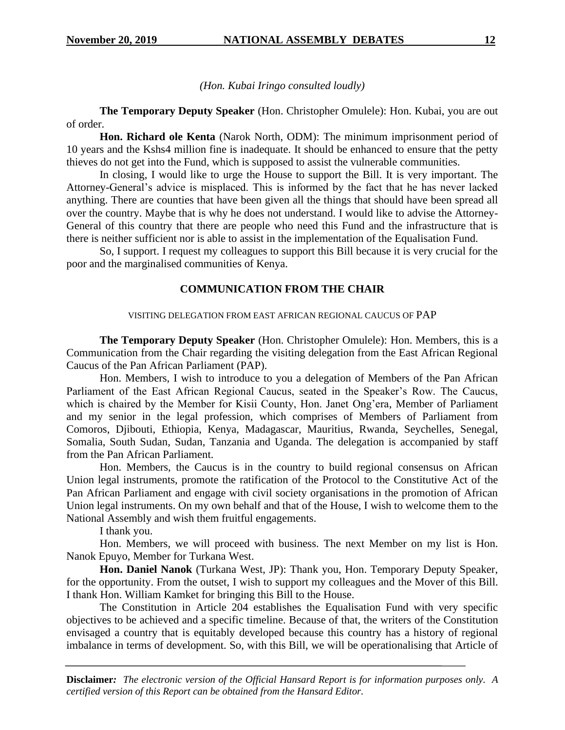*(Hon. Kubai Iringo consulted loudly)*

**The Temporary Deputy Speaker** (Hon. Christopher Omulele): Hon. Kubai, you are out of order.

**Hon. Richard ole Kenta** (Narok North, ODM): The minimum imprisonment period of 10 years and the Kshs4 million fine is inadequate. It should be enhanced to ensure that the petty thieves do not get into the Fund, which is supposed to assist the vulnerable communities.

In closing, I would like to urge the House to support the Bill. It is very important. The Attorney-General's advice is misplaced. This is informed by the fact that he has never lacked anything. There are counties that have been given all the things that should have been spread all over the country. Maybe that is why he does not understand. I would like to advise the Attorney-General of this country that there are people who need this Fund and the infrastructure that is there is neither sufficient nor is able to assist in the implementation of the Equalisation Fund.

So, I support. I request my colleagues to support this Bill because it is very crucial for the poor and the marginalised communities of Kenya.

## COMMUNICATION FROM THE CHAIR

### VISITING DELEGATION FROM EAST AFRICAN REGIONAL CAUCUS OF PAP

**The Temporary Deputy Speaker** (Hon. Christopher Omulele): Hon. Members, this is a Communication from the Chair regarding the visiting delegation from the East African Regional Caucus of the Pan African Parliament (PAP).

Hon. Members, I wish to introduce to you a delegation of Members of the Pan African Parliament of the East African Regional Caucus, seated in the Speaker's Row. The Caucus, which is chaired by the Member for Kisii County, Hon. Janet Ong'era, Member of Parliament and my senior in the legal profession, which comprises of Members of Parliament from Comoros, Djibouti, Ethiopia, Kenya, Madagascar, Mauritius, Rwanda, Seychelles, Senegal, Somalia, South Sudan, Sudan, Tanzania and Uganda. The delegation is accompanied by staff from the Pan African Parliament.

Hon. Members, the Caucus is in the country to build regional consensus on African Union legal instruments, promote the ratification of the Protocol to the Constitutive Act of the Pan African Parliament and engage with civil society organisations in the promotion of African Union legal instruments. On my own behalf and that of the House, I wish to welcome them to the National Assembly and wish them fruitful engagements.

I thank you.

Hon. Members, we will proceed with business. The next Member on my list is Hon. Nanok Epuyo, Member for Turkana West.

**Hon. Daniel Nanok** (Turkana West, JP): Thank you, Hon. Temporary Deputy Speaker, for the opportunity. From the outset, I wish to support my colleagues and the Mover of this Bill. I thank Hon. William Kamket for bringing this Bill to the House.

The Constitution in Article 204 establishes the Equalisation Fund with very specific objectives to be achieved and a specific timeline. Because of that, the writers of the Constitution envisaged a country that is equitably developed because this country has a history of regional imbalance in terms of development. So, with this Bill, we will be operationalising that Article of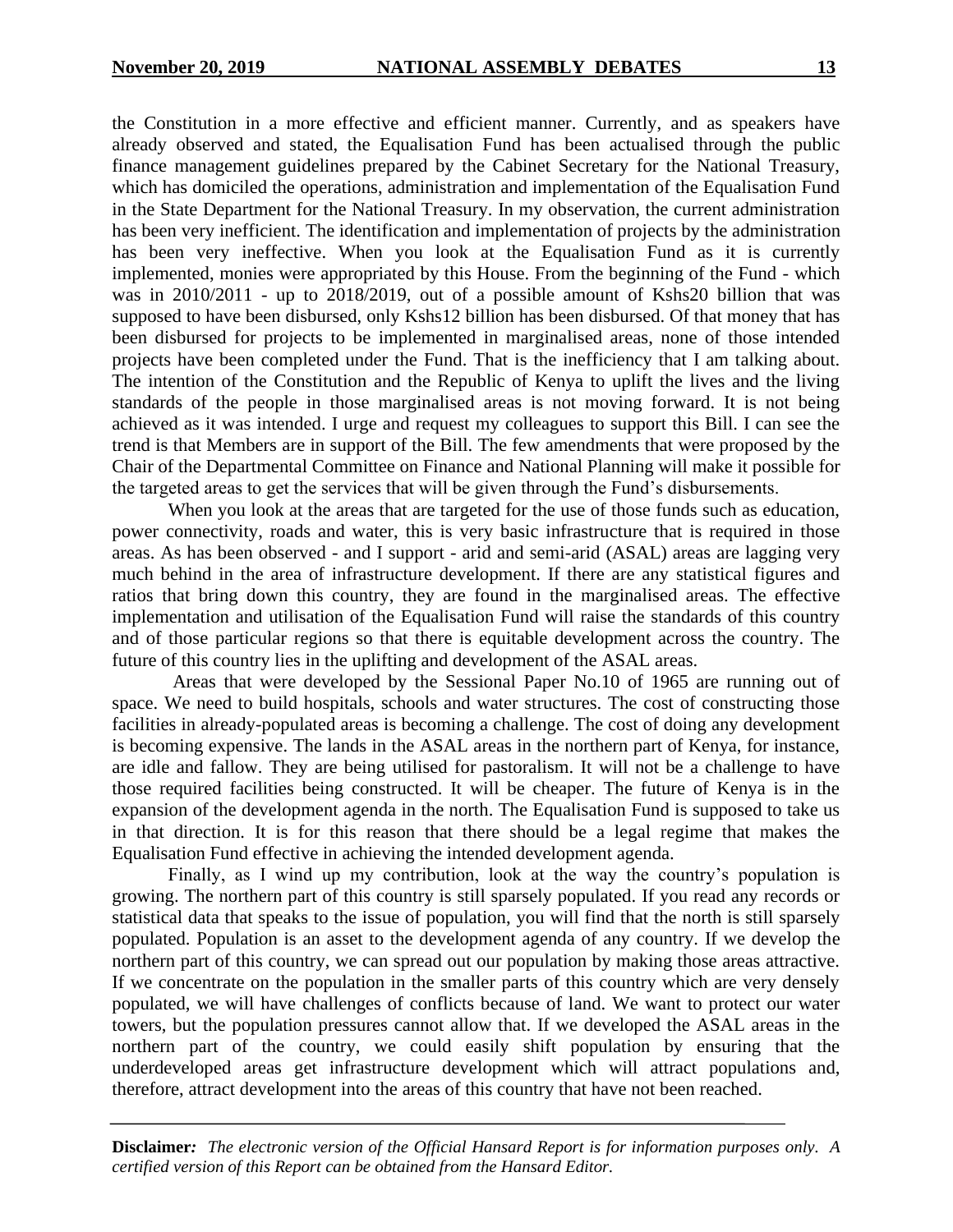the Constitution in a more effective and efficient manner. Currently, and as speakers have already observed and stated, the Equalisation Fund has been actualised through the public finance management guidelines prepared by the Cabinet Secretary for the National Treasury, which has domiciled the operations, administration and implementation of the Equalisation Fund in the State Department for the National Treasury. In my observation, the current administration has been very inefficient. The identification and implementation of projects by the administration has been very ineffective. When you look at the Equalisation Fund as it is currently implemented, monies were appropriated by this House. From the beginning of the Fund - which was in 2010/2011 - up to 2018/2019, out of a possible amount of Kshs20 billion that was supposed to have been disbursed, only Kshs12 billion has been disbursed. Of that money that has been disbursed for projects to be implemented in marginalised areas, none of those intended projects have been completed under the Fund. That is the inefficiency that I am talking about. The intention of the Constitution and the Republic of Kenya to uplift the lives and the living standards of the people in those marginalised areas is not moving forward. It is not being achieved as it was intended. I urge and request my colleagues to support this Bill. I can see the trend is that Members are in support of the Bill. The few amendments that were proposed by the Chair of the Departmental Committee on Finance and National Planning will make it possible for the targeted areas to get the services that will be given through the Fund's disbursements.

When you look at the areas that are targeted for the use of those funds such as education, power connectivity, roads and water, this is very basic infrastructure that is required in those areas. As has been observed - and I support - arid and semi-arid (ASAL) areas are lagging very much behind in the area of infrastructure development. If there are any statistical figures and ratios that bring down this country, they are found in the marginalised areas. The effective implementation and utilisation of the Equalisation Fund will raise the standards of this country and of those particular regions so that there is equitable development across the country. The future of this country lies in the uplifting and development of the ASAL areas.

Areas that were developed by the Sessional Paper No.10 of 1965 are running out of space. We need to build hospitals, schools and water structures. The cost of constructing those facilities in already-populated areas is becoming a challenge. The cost of doing any development is becoming expensive. The lands in the ASAL areas in the northern part of Kenya, for instance, are idle and fallow. They are being utilised for pastoralism. It will not be a challenge to have those required facilities being constructed. It will be cheaper. The future of Kenya is in the expansion of the development agenda in the north. The Equalisation Fund is supposed to take us in that direction. It is for this reason that there should be a legal regime that makes the Equalisation Fund effective in achieving the intended development agenda.

Finally, as I wind up my contribution, look at the way the country's population is growing. The northern part of this country is still sparsely populated. If you read any records or statistical data that speaks to the issue of population, you will find that the north is still sparsely populated. Population is an asset to the development agenda of any country. If we develop the northern part of this country, we can spread out our population by making those areas attractive. If we concentrate on the population in the smaller parts of this country which are very densely populated, we will have challenges of conflicts because of land. We want to protect our water towers, but the population pressures cannot allow that. If we developed the ASAL areas in the northern part of the country, we could easily shift population by ensuring that the underdeveloped areas get infrastructure development which will attract populations and, therefore, attract development into the areas of this country that have not been reached.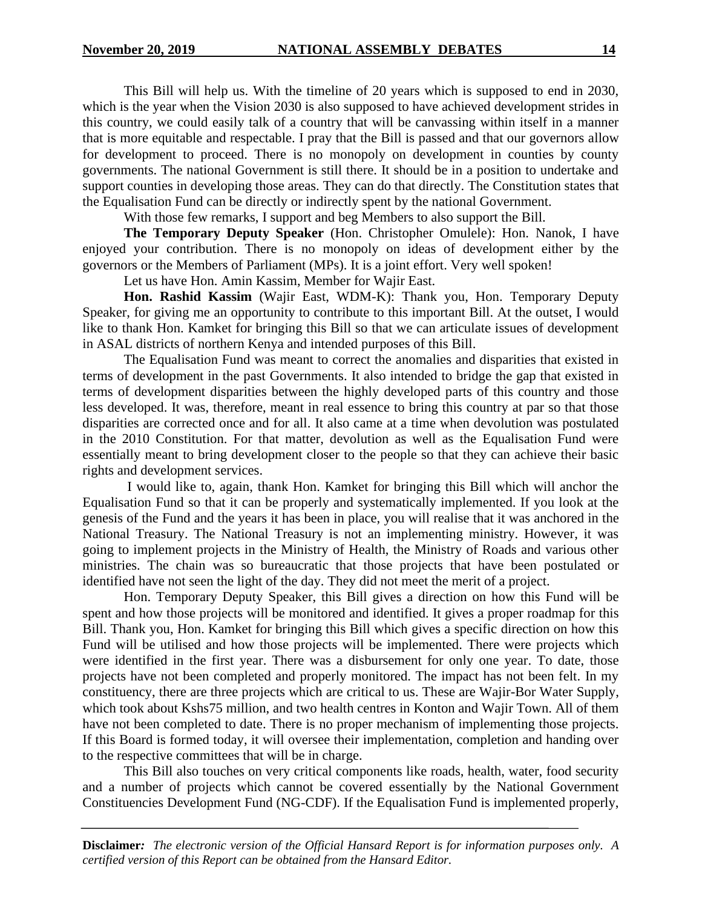This Bill will help us. With the timeline of 20 years which is supposed to end in 2030, which is the year when the Vision 2030 is also supposed to have achieved development strides in this country, we could easily talk of a country that will be canvassing within itself in a manner that is more equitable and respectable. I pray that the Bill is passed and that our governors allow for development to proceed. There is no monopoly on development in counties by county governments. The national Government is still there. It should be in a position to undertake and support counties in developing those areas. They can do that directly. The Constitution states that the Equalisation Fund can be directly or indirectly spent by the national Government.

With those few remarks, I support and beg Members to also support the Bill.

**The Temporary Deputy Speaker** (Hon. Christopher Omulele): Hon. Nanok, I have enjoyed your contribution. There is no monopoly on ideas of development either by the governors or the Members of Parliament (MPs). It is a joint effort. Very well spoken!

Let us have Hon. Amin Kassim, Member for Wajir East.

**Hon. Rashid Kassim** (Wajir East, WDM-K): Thank you, Hon. Temporary Deputy Speaker, for giving me an opportunity to contribute to this important Bill. At the outset, I would like to thank Hon. Kamket for bringing this Bill so that we can articulate issues of development in ASAL districts of northern Kenya and intended purposes of this Bill.

The Equalisation Fund was meant to correct the anomalies and disparities that existed in terms of development in the past Governments. It also intended to bridge the gap that existed in terms of development disparities between the highly developed parts of this country and those less developed. It was, therefore, meant in real essence to bring this country at par so that those disparities are corrected once and for all. It also came at a time when devolution was postulated in the 2010 Constitution. For that matter, devolution as well as the Equalisation Fund were essentially meant to bring development closer to the people so that they can achieve their basic rights and development services.

I would like to, again, thank Hon. Kamket for bringing this Bill which will anchor the Equalisation Fund so that it can be properly and systematically implemented. If you look at the genesis of the Fund and the years it has been in place, you will realise that it was anchored in the National Treasury. The National Treasury is not an implementing ministry. However, it was going to implement projects in the Ministry of Health, the Ministry of Roads and various other ministries. The chain was so bureaucratic that those projects that have been postulated or identified have not seen the light of the day. They did not meet the merit of a project.

Hon. Temporary Deputy Speaker, this Bill gives a direction on how this Fund will be spent and how those projects will be monitored and identified. It gives a proper roadmap for this Bill. Thank you, Hon. Kamket for bringing this Bill which gives a specific direction on how this Fund will be utilised and how those projects will be implemented. There were projects which were identified in the first year. There was a disbursement for only one year. To date, those projects have not been completed and properly monitored. The impact has not been felt. In my constituency, there are three projects which are critical to us. These are Wajir-Bor Water Supply, which took about Kshs75 million, and two health centres in Konton and Wajir Town. All of them have not been completed to date. There is no proper mechanism of implementing those projects. If this Board is formed today, it will oversee their implementation, completion and handing over to the respective committees that will be in charge.

This Bill also touches on very critical components like roads, health, water, food security and a number of projects which cannot be covered essentially by the National Government Constituencies Development Fund (NG-CDF). If the Equalisation Fund is implemented properly,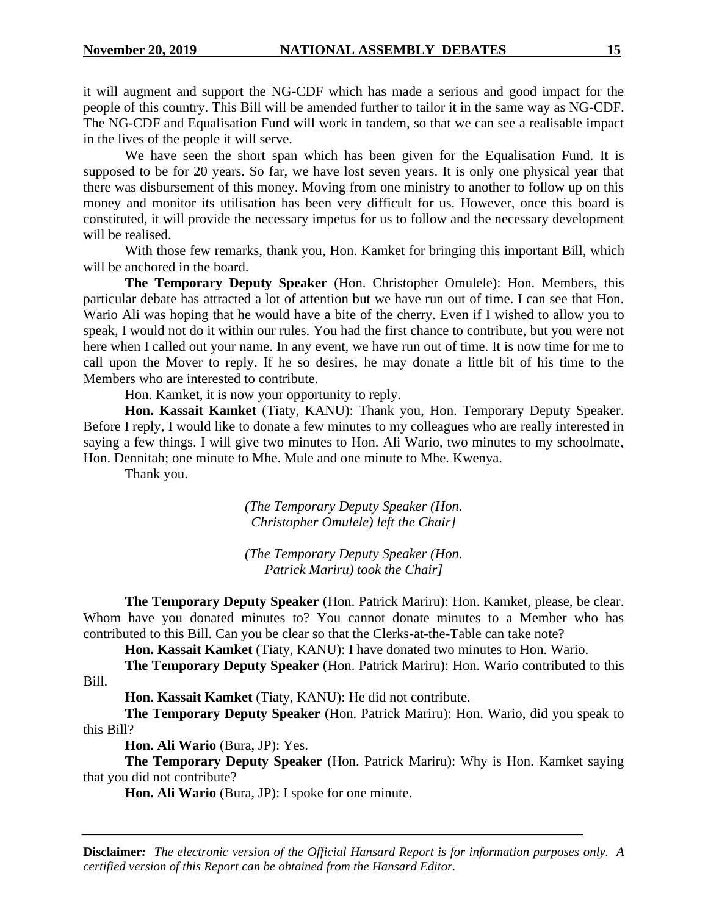it will augment and support the NG-CDF which has made a serious and good impact for the people of this country. This Bill will be amended further to tailor it in the same way as NG-CDF. The NG-CDF and Equalisation Fund will work in tandem, so that we can see a realisable impact in the lives of the people it will serve.

We have seen the short span which has been given for the Equalisation Fund. It is supposed to be for 20 years. So far, we have lost seven years. It is only one physical year that there was disbursement of this money. Moving from one ministry to another to follow up on this money and monitor its utilisation has been very difficult for us. However, once this board is constituted, it will provide the necessary impetus for us to follow and the necessary development will be realised.

With those few remarks, thank you, Hon. Kamket for bringing this important Bill, which will be anchored in the board.

**The Temporary Deputy Speaker** (Hon. Christopher Omulele): Hon. Members, this particular debate has attracted a lot of attention but we have run out of time. I can see that Hon. Wario Ali was hoping that he would have a bite of the cherry. Even if I wished to allow you to speak, I would not do it within our rules. You had the first chance to contribute, but you were not here when I called out your name. In any event, we have run out of time. It is now time for me to call upon the Mover to reply. If he so desires, he may donate a little bit of his time to the Members who are interested to contribute.

Hon. Kamket, it is now your opportunity to reply.

**Hon. Kassait Kamket** (Tiaty, KANU): Thank you, Hon. Temporary Deputy Speaker. Before I reply, I would like to donate a few minutes to my colleagues who are really interested in saying a few things. I will give two minutes to Hon. Ali Wario, two minutes to my schoolmate, Hon. Dennitah; one minute to Mhe. Mule and one minute to Mhe. Kwenya.

Thank you.

*(The Temporary Deputy Speaker (Hon. Christopher Omulele) left the Chair]*

*(The Temporary Deputy Speaker (Hon. Patrick Mariru) took the Chair]*

**The Temporary Deputy Speaker** (Hon. Patrick Mariru): Hon. Kamket, please, be clear. Whom have you donated minutes to? You cannot donate minutes to a Member who has contributed to this Bill. Can you be clear so that the Clerks-at-the-Table can take note?

**Hon. Kassait Kamket** (Tiaty, KANU): I have donated two minutes to Hon. Wario.

**The Temporary Deputy Speaker** (Hon. Patrick Mariru): Hon. Wario contributed to this Bill.

**Hon. Kassait Kamket** (Tiaty, KANU): He did not contribute.

**The Temporary Deputy Speaker** (Hon. Patrick Mariru): Hon. Wario, did you speak to this Bill?

**Hon. Ali Wario** (Bura, JP): Yes.

**The Temporary Deputy Speaker** (Hon. Patrick Mariru): Why is Hon. Kamket saying that you did not contribute?

**Hon. Ali Wario** (Bura, JP): I spoke for one minute.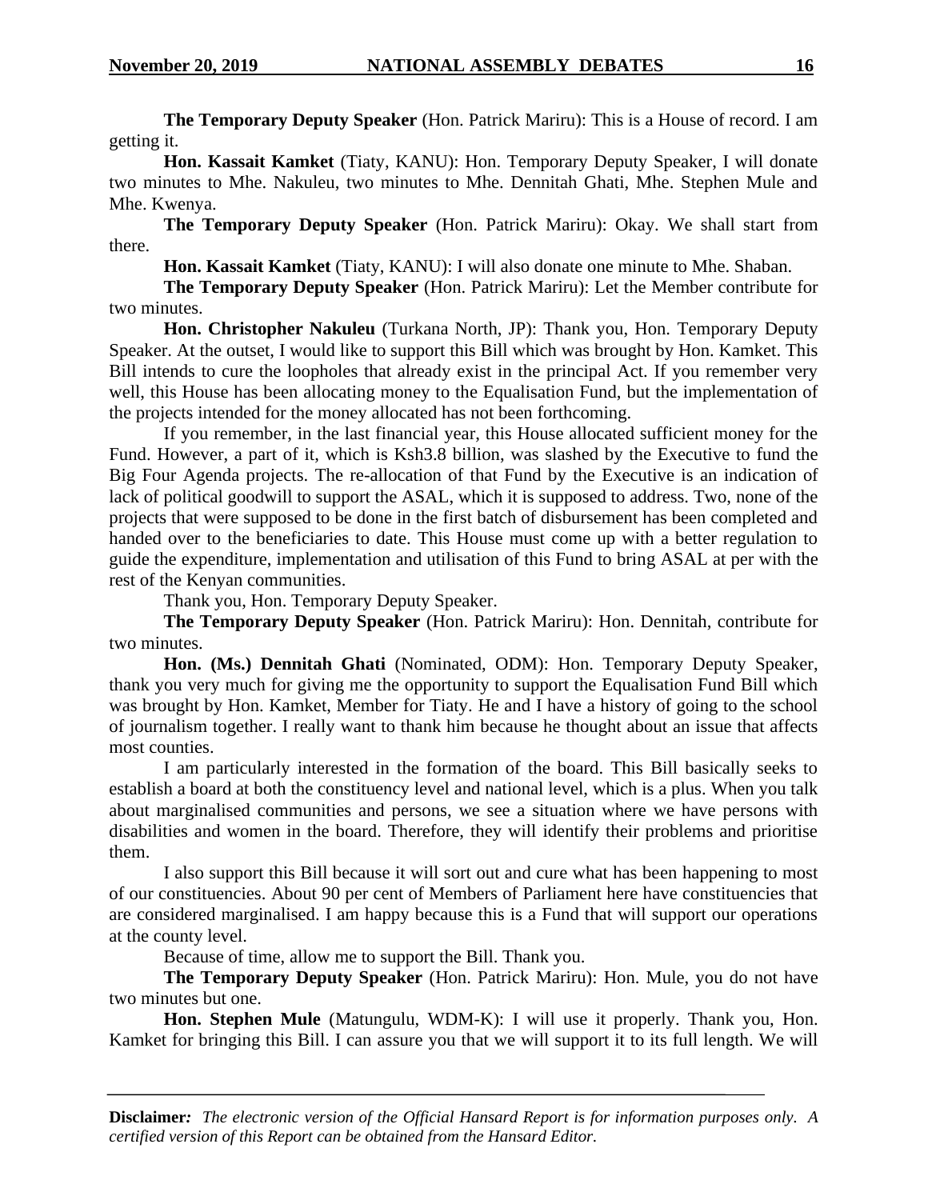**The Temporary Deputy Speaker** (Hon. Patrick Mariru): This is a House of record. I am getting it.

**Hon. Kassait Kamket** (Tiaty, KANU): Hon. Temporary Deputy Speaker, I will donate two minutes to Mhe. Nakuleu, two minutes to Mhe. Dennitah Ghati, Mhe. Stephen Mule and Mhe. Kwenya.

**The Temporary Deputy Speaker** (Hon. Patrick Mariru): Okay. We shall start from there.

**Hon. Kassait Kamket** (Tiaty, KANU): I will also donate one minute to Mhe. Shaban.

**The Temporary Deputy Speaker** (Hon. Patrick Mariru): Let the Member contribute for two minutes.

**Hon. Christopher Nakuleu** (Turkana North, JP): Thank you, Hon. Temporary Deputy Speaker. At the outset, I would like to support this Bill which was brought by Hon. Kamket. This Bill intends to cure the loopholes that already exist in the principal Act. If you remember very well, this House has been allocating money to the Equalisation Fund, but the implementation of the projects intended for the money allocated has not been forthcoming.

If you remember, in the last financial year, this House allocated sufficient money for the Fund. However, a part of it, which is Ksh3.8 billion, was slashed by the Executive to fund the Big Four Agenda projects. The re-allocation of that Fund by the Executive is an indication of lack of political goodwill to support the ASAL, which it is supposed to address. Two, none of the projects that were supposed to be done in the first batch of disbursement has been completed and handed over to the beneficiaries to date. This House must come up with a better regulation to guide the expenditure, implementation and utilisation of this Fund to bring ASAL at per with the rest of the Kenyan communities.

Thank you, Hon. Temporary Deputy Speaker.

**The Temporary Deputy Speaker** (Hon. Patrick Mariru): Hon. Dennitah, contribute for two minutes.

**Hon. (Ms.) Dennitah Ghati** (Nominated, ODM): Hon. Temporary Deputy Speaker, thank you very much for giving me the opportunity to support the Equalisation Fund Bill which was brought by Hon. Kamket, Member for Tiaty. He and I have a history of going to the school of journalism together. I really want to thank him because he thought about an issue that affects most counties.

I am particularly interested in the formation of the board. This Bill basically seeks to establish a board at both the constituency level and national level, which is a plus. When you talk about marginalised communities and persons, we see a situation where we have persons with disabilities and women in the board. Therefore, they will identify their problems and prioritise them.

I also support this Bill because it will sort out and cure what has been happening to most of our constituencies. About 90 per cent of Members of Parliament here have constituencies that are considered marginalised. I am happy because this is a Fund that will support our operations at the county level.

Because of time, allow me to support the Bill. Thank you.

**The Temporary Deputy Speaker** (Hon. Patrick Mariru): Hon. Mule, you do not have two minutes but one.

**Hon. Stephen Mule** (Matungulu, WDM-K): I will use it properly. Thank you, Hon. Kamket for bringing this Bill. I can assure you that we will support it to its full length. We will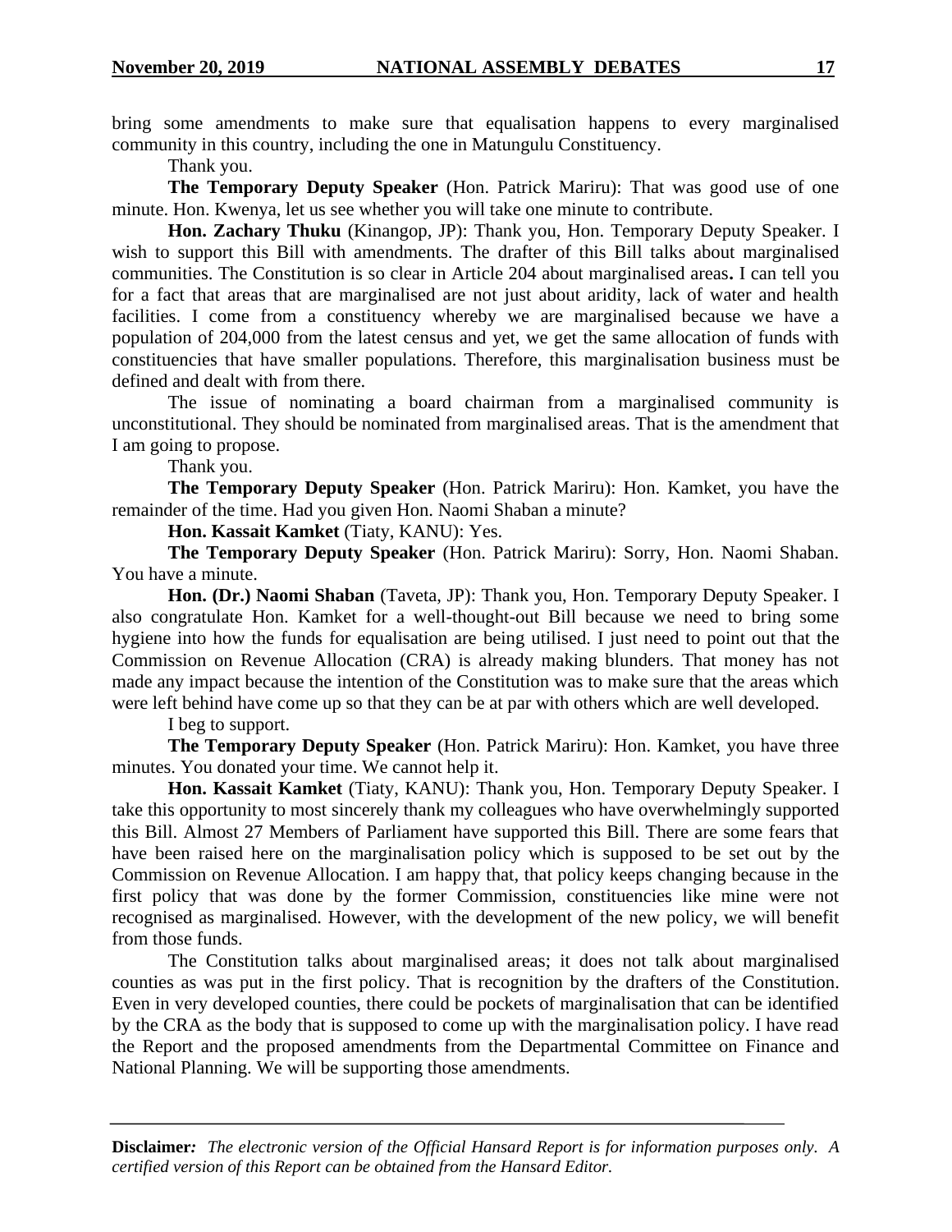bring some amendments to make sure that equalisation happens to every marginalised community in this country, including the one in Matungulu Constituency.

Thank you.

**The Temporary Deputy Speaker** (Hon. Patrick Mariru): That was good use of one minute. Hon. Kwenya, let us see whether you will take one minute to contribute.

**Hon. Zachary Thuku** (Kinangop, JP): Thank you, Hon. Temporary Deputy Speaker. I wish to support this Bill with amendments. The drafter of this Bill talks about marginalised communities. The Constitution is so clear in Article 204 about marginalised areas**.** I can tell you for a fact that areas that are marginalised are not just about aridity, lack of water and health facilities. I come from a constituency whereby we are marginalised because we have a population of 204,000 from the latest census and yet, we get the same allocation of funds with constituencies that have smaller populations. Therefore, this marginalisation business must be defined and dealt with from there.

The issue of nominating a board chairman from a marginalised community is unconstitutional. They should be nominated from marginalised areas. That is the amendment that I am going to propose.

Thank you.

**The Temporary Deputy Speaker** (Hon. Patrick Mariru): Hon. Kamket, you have the remainder of the time. Had you given Hon. Naomi Shaban a minute?

**Hon. Kassait Kamket** (Tiaty, KANU): Yes.

**The Temporary Deputy Speaker** (Hon. Patrick Mariru): Sorry, Hon. Naomi Shaban. You have a minute.

**Hon. (Dr.) Naomi Shaban** (Taveta, JP): Thank you, Hon. Temporary Deputy Speaker. I also congratulate Hon. Kamket for a well-thought-out Bill because we need to bring some hygiene into how the funds for equalisation are being utilised. I just need to point out that the Commission on Revenue Allocation (CRA) is already making blunders. That money has not made any impact because the intention of the Constitution was to make sure that the areas which were left behind have come up so that they can be at par with others which are well developed.

I beg to support.

**The Temporary Deputy Speaker** (Hon. Patrick Mariru): Hon. Kamket, you have three minutes. You donated your time. We cannot help it.

**Hon. Kassait Kamket** (Tiaty, KANU): Thank you, Hon. Temporary Deputy Speaker. I take this opportunity to most sincerely thank my colleagues who have overwhelmingly supported this Bill. Almost 27 Members of Parliament have supported this Bill. There are some fears that have been raised here on the marginalisation policy which is supposed to be set out by the Commission on Revenue Allocation. I am happy that, that policy keeps changing because in the first policy that was done by the former Commission, constituencies like mine were not recognised as marginalised. However, with the development of the new policy, we will benefit from those funds.

The Constitution talks about marginalised areas; it does not talk about marginalised counties as was put in the first policy. That is recognition by the drafters of the Constitution. Even in very developed counties, there could be pockets of marginalisation that can be identified by the CRA as the body that is supposed to come up with the marginalisation policy. I have read the Report and the proposed amendments from the Departmental Committee on Finance and National Planning. We will be supporting those amendments.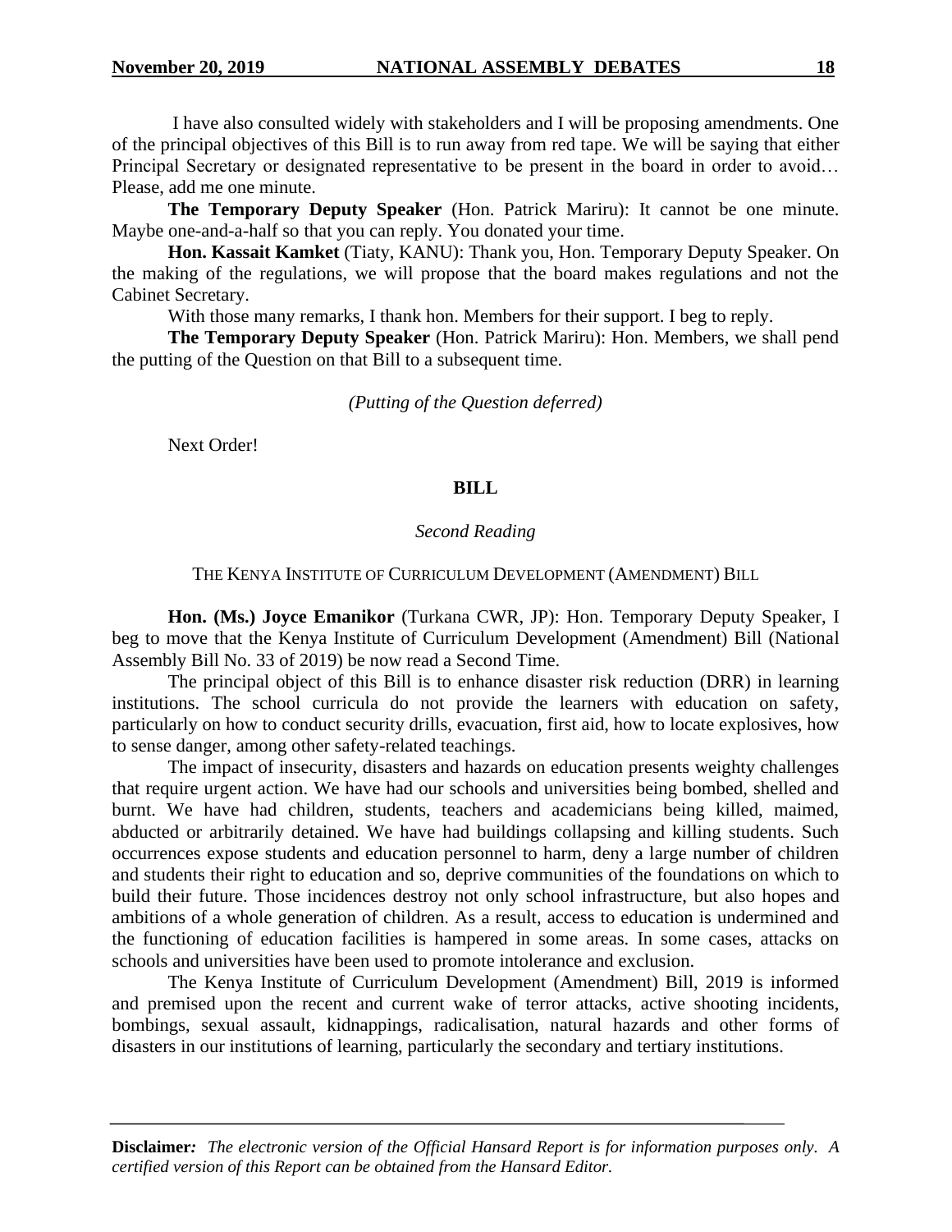I have also consulted widely with stakeholders and I will be proposing amendments. One of the principal objectives of this Bill is to run away from red tape. We will be saying that either Principal Secretary or designated representative to be present in the board in order to avoid… Please, add me one minute.

**The Temporary Deputy Speaker** (Hon. Patrick Mariru): It cannot be one minute. Maybe one-and-a-half so that you can reply. You donated your time.

**Hon. Kassait Kamket** (Tiaty, KANU): Thank you, Hon. Temporary Deputy Speaker. On the making of the regulations, we will propose that the board makes regulations and not the Cabinet Secretary.

With those many remarks, I thank hon. Members for their support. I beg to reply.

**The Temporary Deputy Speaker** (Hon. Patrick Mariru): Hon. Members, we shall pend the putting of the Question on that Bill to a subsequent time.

*(Putting of the Question deferred)*

Next Order!

## BILL

*Second Reading*

THE KENYA INSTITUTE OF CURRICULUM DEVELOPMENT (AMENDMENT) BILL

**Hon. (Ms.) Joyce Emanikor** (Turkana CWR, JP): Hon. Temporary Deputy Speaker, I beg to move that the Kenya Institute of Curriculum Development (Amendment) Bill (National Assembly Bill No. 33 of 2019) be now read a Second Time.

The principal object of this Bill is to enhance disaster risk reduction (DRR) in learning institutions. The school curricula do not provide the learners with education on safety, particularly on how to conduct security drills, evacuation, first aid, how to locate explosives, how to sense danger, among other safety-related teachings.

The impact of insecurity, disasters and hazards on education presents weighty challenges that require urgent action. We have had our schools and universities being bombed, shelled and burnt. We have had children, students, teachers and academicians being killed, maimed, abducted or arbitrarily detained. We have had buildings collapsing and killing students. Such occurrences expose students and education personnel to harm, deny a large number of children and students their right to education and so, deprive communities of the foundations on which to build their future. Those incidences destroy not only school infrastructure, but also hopes and ambitions of a whole generation of children. As a result, access to education is undermined and the functioning of education facilities is hampered in some areas. In some cases, attacks on schools and universities have been used to promote intolerance and exclusion.

The Kenya Institute of Curriculum Development (Amendment) Bill, 2019 is informed and premised upon the recent and current wake of terror attacks, active shooting incidents, bombings, sexual assault, kidnappings, radicalisation, natural hazards and other forms of disasters in our institutions of learning, particularly the secondary and tertiary institutions.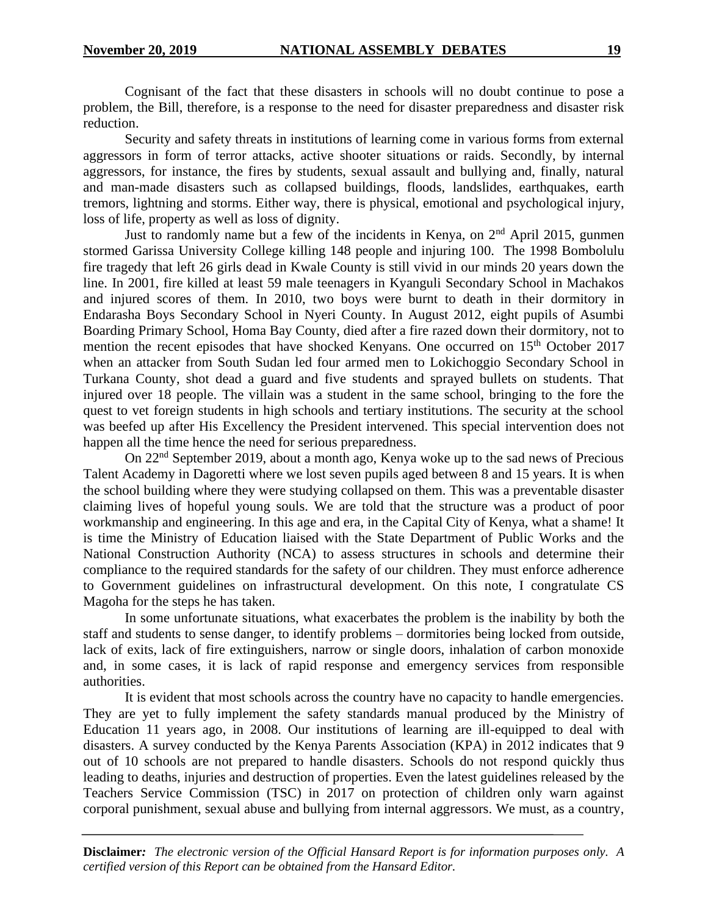Cognisant of the fact that these disasters in schools will no doubt continue to pose a problem, the Bill, therefore, is a response to the need for disaster preparedness and disaster risk reduction.

Security and safety threats in institutions of learning come in various forms from external aggressors in form of terror attacks, active shooter situations or raids. Secondly, by internal aggressors, for instance, the fires by students, sexual assault and bullying and, finally, natural and man-made disasters such as collapsed buildings, floods, landslides, earthquakes, earth tremors, lightning and storms. Either way, there is physical, emotional and psychological injury, loss of life, property as well as loss of dignity.

Just to randomly name but a few of the incidents in Kenya, on 2nd April 2015, gunmen stormed Garissa University College killing 148 people and injuring 100. The 1998 Bombolulu fire tragedy that left 26 girls dead in Kwale County is still vivid in our minds 20 years down the line. In 2001, fire killed at least 59 male teenagers in Kyanguli Secondary School in Machakos and injured scores of them. In 2010, two boys were burnt to death in their dormitory in Endarasha Boys Secondary School in Nyeri County. In August 2012, eight pupils of Asumbi Boarding Primary School, Homa Bay County, died after a fire razed down their dormitory, not to mention the recent episodes that have shocked Kenyans. One occurred on 15th October 2017 when an attacker from South Sudan led four armed men to Lokichoggio Secondary School in Turkana County, shot dead a guard and five students and sprayed bullets on students. That injured over 18 people. The villain was a student in the same school, bringing to the fore the quest to vet foreign students in high schools and tertiary institutions. The security at the school was beefed up after His Excellency the President intervened. This special intervention does not happen all the time hence the need for serious preparedness.

On 22nd September 2019, about a month ago, Kenya woke up to the sad news of Precious Talent Academy in Dagoretti where we lost seven pupils aged between 8 and 15 years. It is when the school building where they were studying collapsed on them. This was a preventable disaster claiming lives of hopeful young souls. We are told that the structure was a product of poor workmanship and engineering. In this age and era, in the Capital City of Kenya, what a shame! It is time the Ministry of Education liaised with the State Department of Public Works and the National Construction Authority (NCA) to assess structures in schools and determine their compliance to the required standards for the safety of our children. They must enforce adherence to Government guidelines on infrastructural development. On this note, I congratulate CS Magoha for the steps he has taken.

In some unfortunate situations, what exacerbates the problem is the inability by both the staff and students to sense danger, to identify problems – dormitories being locked from outside, lack of exits, lack of fire extinguishers, narrow or single doors, inhalation of carbon monoxide and, in some cases, it is lack of rapid response and emergency services from responsible authorities.

It is evident that most schools across the country have no capacity to handle emergencies. They are yet to fully implement the safety standards manual produced by the Ministry of Education 11 years ago, in 2008. Our institutions of learning are ill-equipped to deal with disasters. A survey conducted by the Kenya Parents Association (KPA) in 2012 indicates that 9 out of 10 schools are not prepared to handle disasters. Schools do not respond quickly thus leading to deaths, injuries and destruction of properties. Even the latest guidelines released by the Teachers Service Commission (TSC) in 2017 on protection of children only warn against corporal punishment, sexual abuse and bullying from internal aggressors. We must, as a country,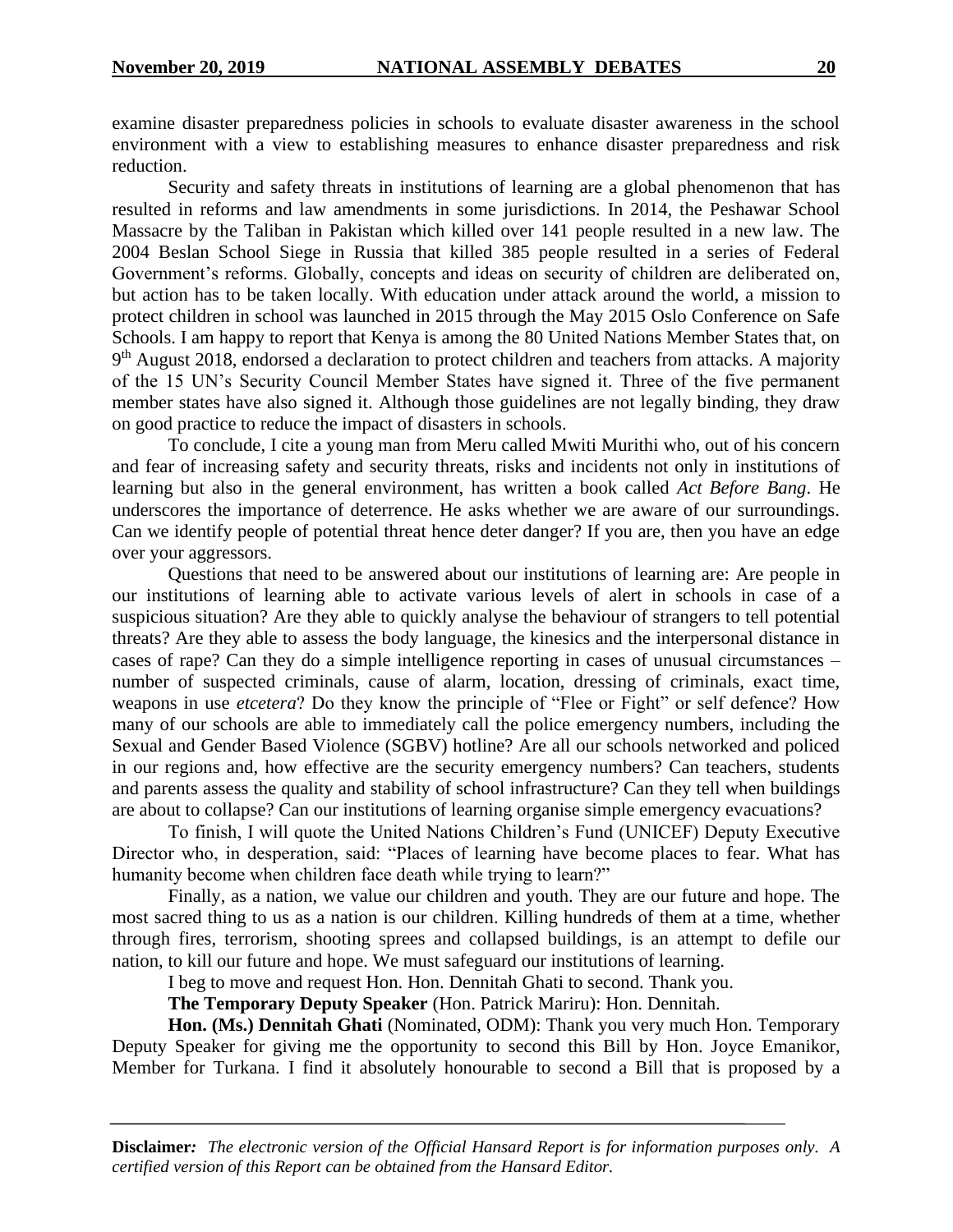examine disaster preparedness policies in schools to evaluate disaster awareness in the school environment with a view to establishing measures to enhance disaster preparedness and risk reduction.

Security and safety threats in institutions of learning are a global phenomenon that has resulted in reforms and law amendments in some jurisdictions. In 2014, the Peshawar School Massacre by the Taliban in Pakistan which killed over 141 people resulted in a new law. The 2004 Beslan School Siege in Russia that killed 385 people resulted in a series of Federal Government's reforms. Globally, concepts and ideas on security of children are deliberated on, but action has to be taken locally. With education under attack around the world, a mission to protect children in school was launched in 2015 through the May 2015 Oslo Conference on Safe Schools. I am happy to report that Kenya is among the 80 United Nations Member States that, on 9th August 2018, endorsed a declaration to protect children and teachers from attacks. A majority of the 15 UN's Security Council Member States have signed it. Three of the five permanent member states have also signed it. Although those guidelines are not legally binding, they draw on good practice to reduce the impact of disasters in schools.

To conclude, I cite a young man from Meru called Mwiti Murithi who, out of his concern and fear of increasing safety and security threats, risks and incidents not only in institutions of learning but also in the general environment, has written a book called *Act Before Bang*. He underscores the importance of deterrence. He asks whether we are aware of our surroundings. Can we identify people of potential threat hence deter danger? If you are, then you have an edge over your aggressors.

Questions that need to be answered about our institutions of learning are: Are people in our institutions of learning able to activate various levels of alert in schools in case of a suspicious situation? Are they able to quickly analyse the behaviour of strangers to tell potential threats? Are they able to assess the body language, the kinesics and the interpersonal distance in cases of rape? Can they do a simple intelligence reporting in cases of unusual circumstances – number of suspected criminals, cause of alarm, location, dressing of criminals, exact time, weapons in use *etcetera*? Do they know the principle of "Flee or Fight" or self defence? How many of our schools are able to immediately call the police emergency numbers, including the Sexual and Gender Based Violence (SGBV) hotline? Are all our schools networked and policed in our regions and, how effective are the security emergency numbers? Can teachers, students and parents assess the quality and stability of school infrastructure? Can they tell when buildings are about to collapse? Can our institutions of learning organise simple emergency evacuations?

To finish, I will quote the United Nations Children's Fund (UNICEF) Deputy Executive Director who, in desperation, said: "Places of learning have become places to fear. What has humanity become when children face death while trying to learn?"

Finally, as a nation, we value our children and youth. They are our future and hope. The most sacred thing to us as a nation is our children. Killing hundreds of them at a time, whether through fires, terrorism, shooting sprees and collapsed buildings, is an attempt to defile our nation, to kill our future and hope. We must safeguard our institutions of learning.

I beg to move and request Hon. Hon. Dennitah Ghati to second. Thank you.

**The Temporary Deputy Speaker** (Hon. Patrick Mariru): Hon. Dennitah.

**Hon. (Ms.) Dennitah Ghati** (Nominated, ODM): Thank you very much Hon. Temporary Deputy Speaker for giving me the opportunity to second this Bill by Hon. Joyce Emanikor, Member for Turkana. I find it absolutely honourable to second a Bill that is proposed by a

**Disclaimer***: The electronic version of the Official Hansard Report is for information purposes only. A certified version of this Report can be obtained from the Hansard Editor.*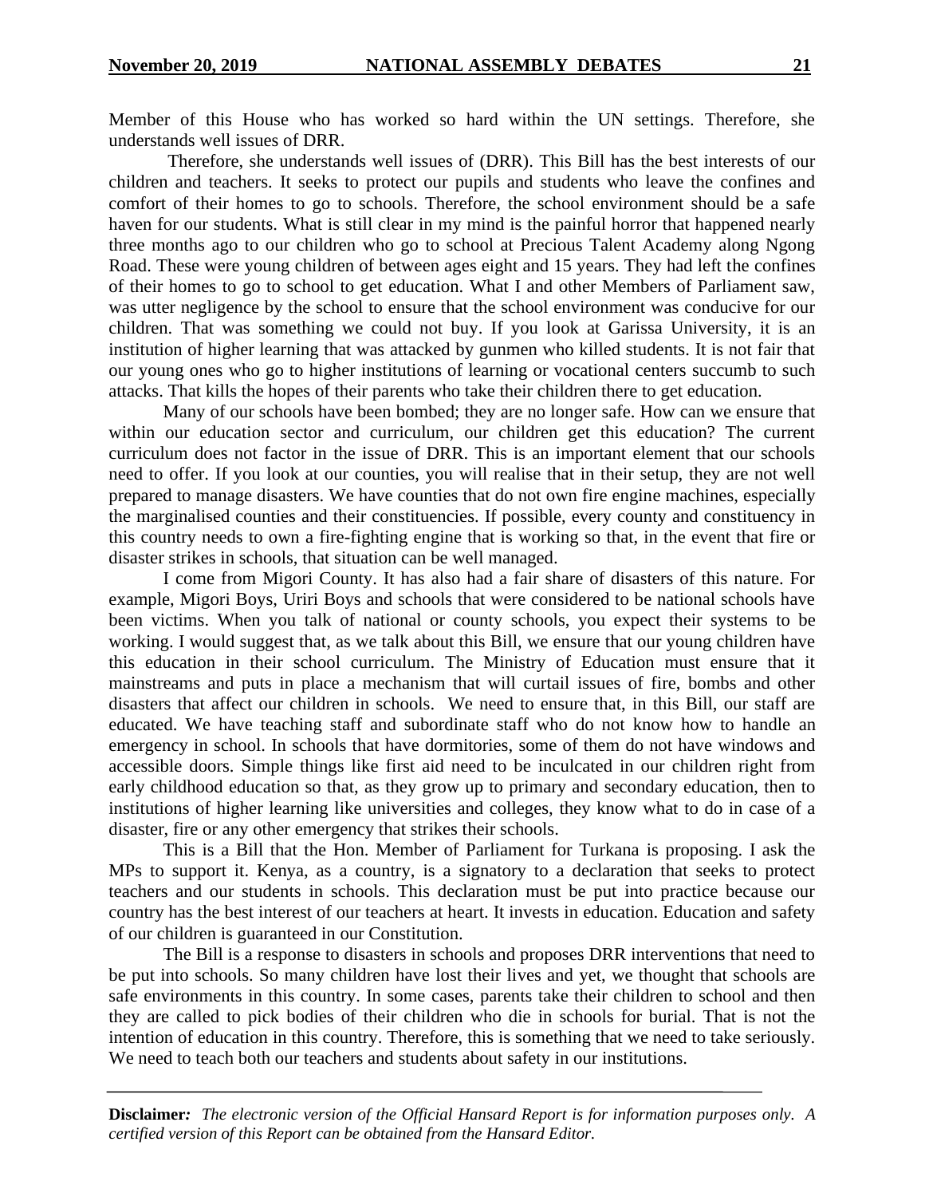Member of this House who has worked so hard within the UN settings. Therefore, she understands well issues of DRR.

Therefore, she understands well issues of (DRR). This Bill has the best interests of our children and teachers. It seeks to protect our pupils and students who leave the confines and comfort of their homes to go to schools. Therefore, the school environment should be a safe haven for our students. What is still clear in my mind is the painful horror that happened nearly three months ago to our children who go to school at Precious Talent Academy along Ngong Road. These were young children of between ages eight and 15 years. They had left the confines of their homes to go to school to get education. What I and other Members of Parliament saw, was utter negligence by the school to ensure that the school environment was conducive for our children. That was something we could not buy. If you look at Garissa University, it is an institution of higher learning that was attacked by gunmen who killed students. It is not fair that our young ones who go to higher institutions of learning or vocational centers succumb to such attacks. That kills the hopes of their parents who take their children there to get education.

Many of our schools have been bombed; they are no longer safe. How can we ensure that within our education sector and curriculum, our children get this education? The current curriculum does not factor in the issue of DRR. This is an important element that our schools need to offer. If you look at our counties, you will realise that in their setup, they are not well prepared to manage disasters. We have counties that do not own fire engine machines, especially the marginalised counties and their constituencies. If possible, every county and constituency in this country needs to own a fire-fighting engine that is working so that, in the event that fire or disaster strikes in schools, that situation can be well managed.

I come from Migori County. It has also had a fair share of disasters of this nature. For example, Migori Boys, Uriri Boys and schools that were considered to be national schools have been victims. When you talk of national or county schools, you expect their systems to be working. I would suggest that, as we talk about this Bill, we ensure that our young children have this education in their school curriculum. The Ministry of Education must ensure that it mainstreams and puts in place a mechanism that will curtail issues of fire, bombs and other disasters that affect our children in schools. We need to ensure that, in this Bill, our staff are educated. We have teaching staff and subordinate staff who do not know how to handle an emergency in school. In schools that have dormitories, some of them do not have windows and accessible doors. Simple things like first aid need to be inculcated in our children right from early childhood education so that, as they grow up to primary and secondary education, then to institutions of higher learning like universities and colleges, they know what to do in case of a disaster, fire or any other emergency that strikes their schools.

This is a Bill that the Hon. Member of Parliament for Turkana is proposing. I ask the MPs to support it. Kenya, as a country, is a signatory to a declaration that seeks to protect teachers and our students in schools. This declaration must be put into practice because our country has the best interest of our teachers at heart. It invests in education. Education and safety of our children is guaranteed in our Constitution.

The Bill is a response to disasters in schools and proposes DRR interventions that need to be put into schools. So many children have lost their lives and yet, we thought that schools are safe environments in this country. In some cases, parents take their children to school and then they are called to pick bodies of their children who die in schools for burial. That is not the intention of education in this country. Therefore, this is something that we need to take seriously. We need to teach both our teachers and students about safety in our institutions.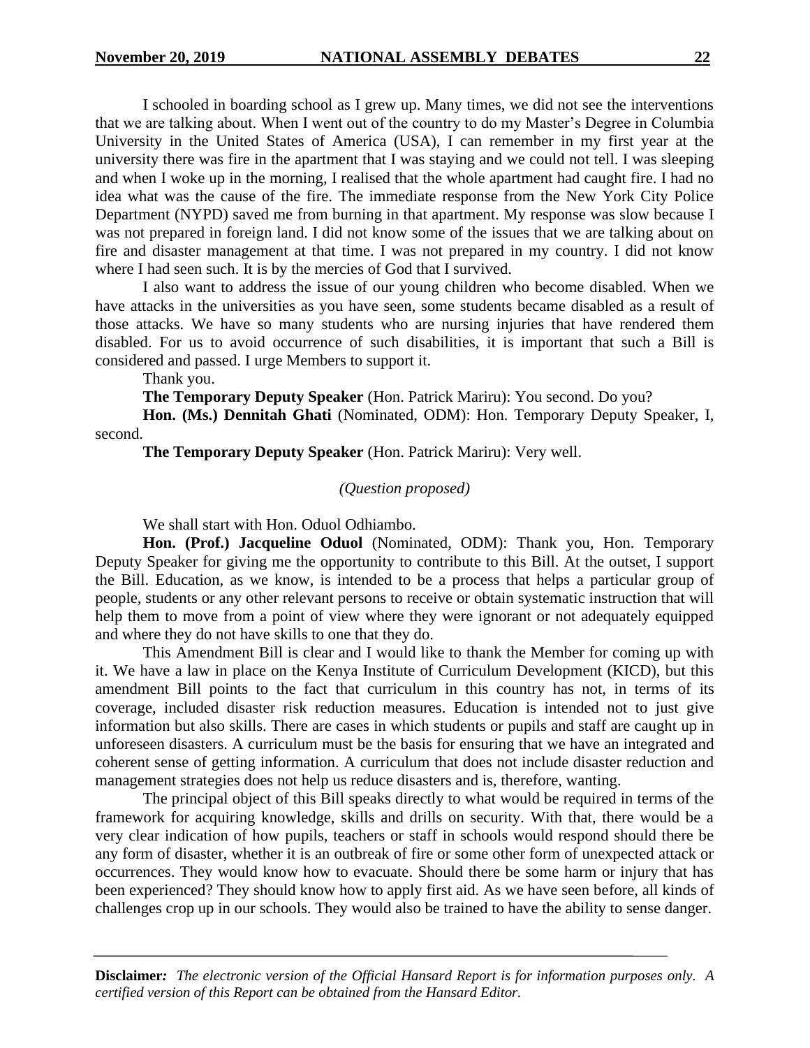I schooled in boarding school as I grew up. Many times, we did not see the interventions that we are talking about. When I went out of the country to do my Master's Degree in Columbia University in the United States of America (USA), I can remember in my first year at the university there was fire in the apartment that I was staying and we could not tell. I was sleeping and when I woke up in the morning, I realised that the whole apartment had caught fire. I had no idea what was the cause of the fire. The immediate response from the New York City Police Department (NYPD) saved me from burning in that apartment. My response was slow because I was not prepared in foreign land. I did not know some of the issues that we are talking about on fire and disaster management at that time. I was not prepared in my country. I did not know where I had seen such. It is by the mercies of God that I survived.

I also want to address the issue of our young children who become disabled. When we have attacks in the universities as you have seen, some students became disabled as a result of those attacks. We have so many students who are nursing injuries that have rendered them disabled. For us to avoid occurrence of such disabilities, it is important that such a Bill is considered and passed. I urge Members to support it.

Thank you.

**The Temporary Deputy Speaker** (Hon. Patrick Mariru): You second. Do you?

**Hon. (Ms.) Dennitah Ghati** (Nominated, ODM): Hon. Temporary Deputy Speaker, I, second.

**The Temporary Deputy Speaker** (Hon. Patrick Mariru): Very well.

*(Question proposed)*

We shall start with Hon. Oduol Odhiambo.

**Hon. (Prof.) Jacqueline Oduol** (Nominated, ODM): Thank you, Hon. Temporary Deputy Speaker for giving me the opportunity to contribute to this Bill. At the outset, I support the Bill. Education, as we know, is intended to be a process that helps a particular group of people, students or any other relevant persons to receive or obtain systematic instruction that will help them to move from a point of view where they were ignorant or not adequately equipped and where they do not have skills to one that they do.

This Amendment Bill is clear and I would like to thank the Member for coming up with it. We have a law in place on the Kenya Institute of Curriculum Development (KICD), but this amendment Bill points to the fact that curriculum in this country has not, in terms of its coverage, included disaster risk reduction measures. Education is intended not to just give information but also skills. There are cases in which students or pupils and staff are caught up in unforeseen disasters. A curriculum must be the basis for ensuring that we have an integrated and coherent sense of getting information. A curriculum that does not include disaster reduction and management strategies does not help us reduce disasters and is, therefore, wanting.

The principal object of this Bill speaks directly to what would be required in terms of the framework for acquiring knowledge, skills and drills on security. With that, there would be a very clear indication of how pupils, teachers or staff in schools would respond should there be any form of disaster, whether it is an outbreak of fire or some other form of unexpected attack or occurrences. They would know how to evacuate. Should there be some harm or injury that has been experienced? They should know how to apply first aid. As we have seen before, all kinds of challenges crop up in our schools. They would also be trained to have the ability to sense danger.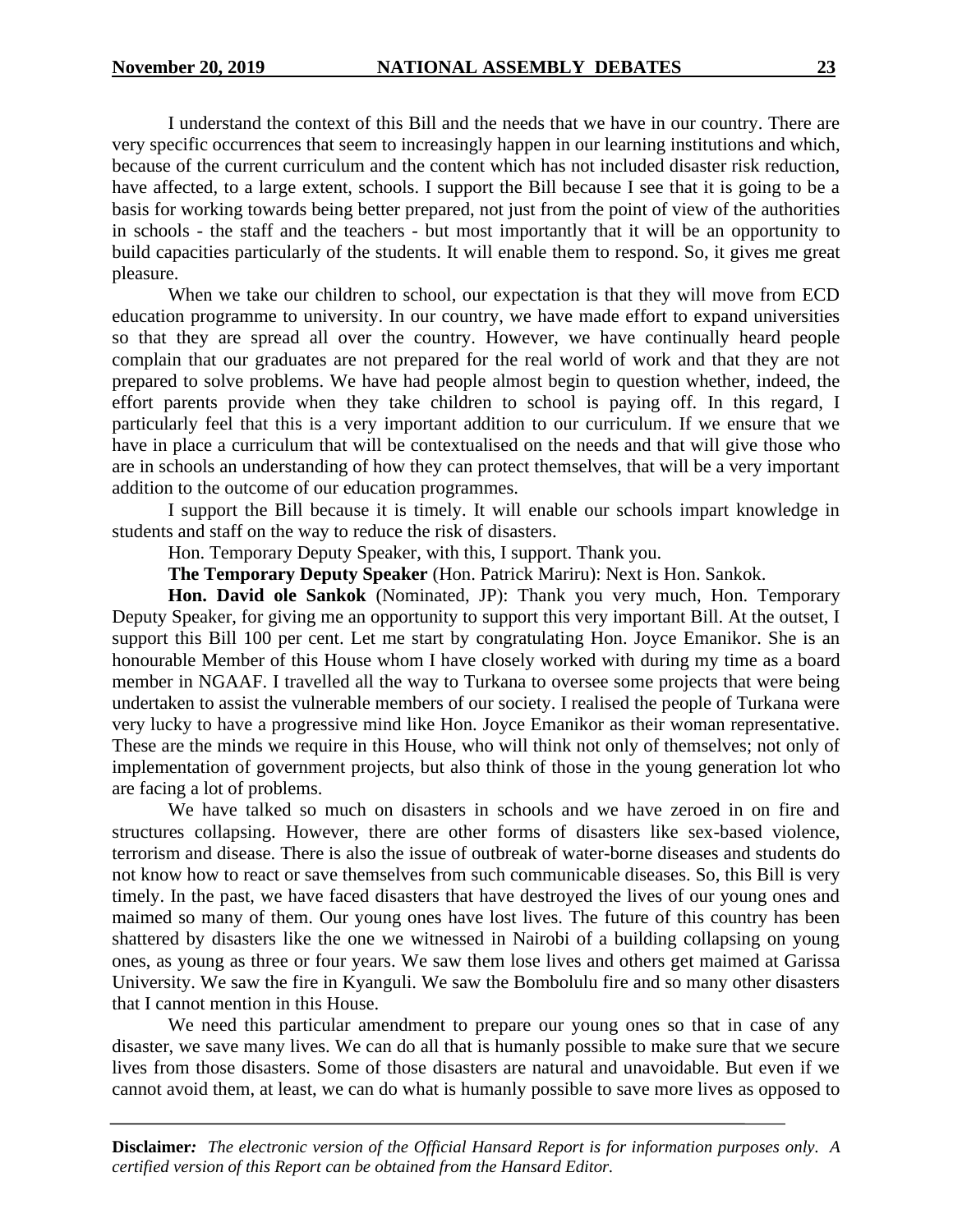I understand the context of this Bill and the needs that we have in our country. There are very specific occurrences that seem to increasingly happen in our learning institutions and which, because of the current curriculum and the content which has not included disaster risk reduction, have affected, to a large extent, schools. I support the Bill because I see that it is going to be a basis for working towards being better prepared, not just from the point of view of the authorities in schools - the staff and the teachers - but most importantly that it will be an opportunity to build capacities particularly of the students. It will enable them to respond. So, it gives me great pleasure.

When we take our children to school, our expectation is that they will move from ECD education programme to university. In our country, we have made effort to expand universities so that they are spread all over the country. However, we have continually heard people complain that our graduates are not prepared for the real world of work and that they are not prepared to solve problems. We have had people almost begin to question whether, indeed, the effort parents provide when they take children to school is paying off. In this regard, I particularly feel that this is a very important addition to our curriculum. If we ensure that we have in place a curriculum that will be contextualised on the needs and that will give those who are in schools an understanding of how they can protect themselves, that will be a very important addition to the outcome of our education programmes.

I support the Bill because it is timely. It will enable our schools impart knowledge in students and staff on the way to reduce the risk of disasters.

Hon. Temporary Deputy Speaker, with this, I support. Thank you.

**The Temporary Deputy Speaker** (Hon. Patrick Mariru): Next is Hon. Sankok.

**Hon. David ole Sankok** (Nominated, JP): Thank you very much, Hon. Temporary Deputy Speaker, for giving me an opportunity to support this very important Bill. At the outset, I support this Bill 100 per cent. Let me start by congratulating Hon. Joyce Emanikor. She is an honourable Member of this House whom I have closely worked with during my time as a board member in NGAAF. I travelled all the way to Turkana to oversee some projects that were being undertaken to assist the vulnerable members of our society. I realised the people of Turkana were very lucky to have a progressive mind like Hon. Joyce Emanikor as their woman representative. These are the minds we require in this House, who will think not only of themselves; not only of implementation of government projects, but also think of those in the young generation lot who are facing a lot of problems.

We have talked so much on disasters in schools and we have zeroed in on fire and structures collapsing. However, there are other forms of disasters like sex-based violence, terrorism and disease. There is also the issue of outbreak of water-borne diseases and students do not know how to react or save themselves from such communicable diseases. So, this Bill is very timely. In the past, we have faced disasters that have destroyed the lives of our young ones and maimed so many of them. Our young ones have lost lives. The future of this country has been shattered by disasters like the one we witnessed in Nairobi of a building collapsing on young ones, as young as three or four years. We saw them lose lives and others get maimed at Garissa University. We saw the fire in Kyanguli. We saw the Bombolulu fire and so many other disasters that I cannot mention in this House.

We need this particular amendment to prepare our young ones so that in case of any disaster, we save many lives. We can do all that is humanly possible to make sure that we secure lives from those disasters. Some of those disasters are natural and unavoidable. But even if we cannot avoid them, at least, we can do what is humanly possible to save more lives as opposed to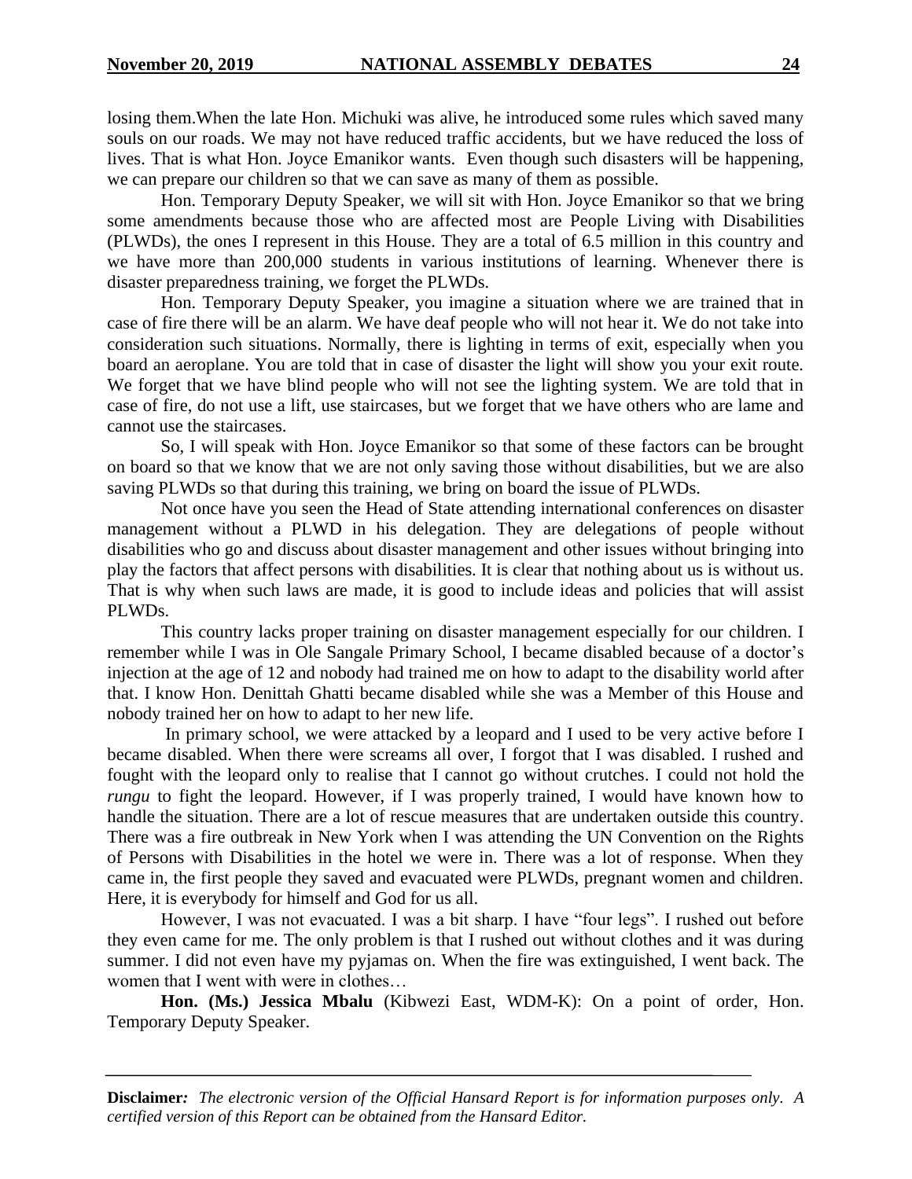losing them.When the late Hon. Michuki was alive, he introduced some rules which saved many souls on our roads. We may not have reduced traffic accidents, but we have reduced the loss of lives. That is what Hon. Joyce Emanikor wants. Even though such disasters will be happening, we can prepare our children so that we can save as many of them as possible.

Hon. Temporary Deputy Speaker, we will sit with Hon. Joyce Emanikor so that we bring some amendments because those who are affected most are People Living with Disabilities (PLWDs), the ones I represent in this House. They are a total of 6.5 million in this country and we have more than 200,000 students in various institutions of learning. Whenever there is disaster preparedness training, we forget the PLWDs.

Hon. Temporary Deputy Speaker, you imagine a situation where we are trained that in case of fire there will be an alarm. We have deaf people who will not hear it. We do not take into consideration such situations. Normally, there is lighting in terms of exit, especially when you board an aeroplane. You are told that in case of disaster the light will show you your exit route. We forget that we have blind people who will not see the lighting system. We are told that in case of fire, do not use a lift, use staircases, but we forget that we have others who are lame and cannot use the staircases.

So, I will speak with Hon. Joyce Emanikor so that some of these factors can be brought on board so that we know that we are not only saving those without disabilities, but we are also saving PLWDs so that during this training, we bring on board the issue of PLWDs.

Not once have you seen the Head of State attending international conferences on disaster management without a PLWD in his delegation. They are delegations of people without disabilities who go and discuss about disaster management and other issues without bringing into play the factors that affect persons with disabilities. It is clear that nothing about us is without us. That is why when such laws are made, it is good to include ideas and policies that will assist PLWDs.

This country lacks proper training on disaster management especially for our children. I remember while I was in Ole Sangale Primary School, I became disabled because of a doctor's injection at the age of 12 and nobody had trained me on how to adapt to the disability world after that. I know Hon. Denittah Ghatti became disabled while she was a Member of this House and nobody trained her on how to adapt to her new life.

In primary school, we were attacked by a leopard and I used to be very active before I became disabled. When there were screams all over, I forgot that I was disabled. I rushed and fought with the leopard only to realise that I cannot go without crutches. I could not hold the *rungu* to fight the leopard. However, if I was properly trained, I would have known how to handle the situation. There are a lot of rescue measures that are undertaken outside this country. There was a fire outbreak in New York when I was attending the UN Convention on the Rights of Persons with Disabilities in the hotel we were in. There was a lot of response. When they came in, the first people they saved and evacuated were PLWDs, pregnant women and children. Here, it is everybody for himself and God for us all.

However, I was not evacuated. I was a bit sharp. I have "four legs". I rushed out before they even came for me. The only problem is that I rushed out without clothes and it was during summer. I did not even have my pyjamas on. When the fire was extinguished, I went back. The women that I went with were in clothes…

**Hon. (Ms.) Jessica Mbalu** (Kibwezi East, WDM-K): On a point of order, Hon. Temporary Deputy Speaker.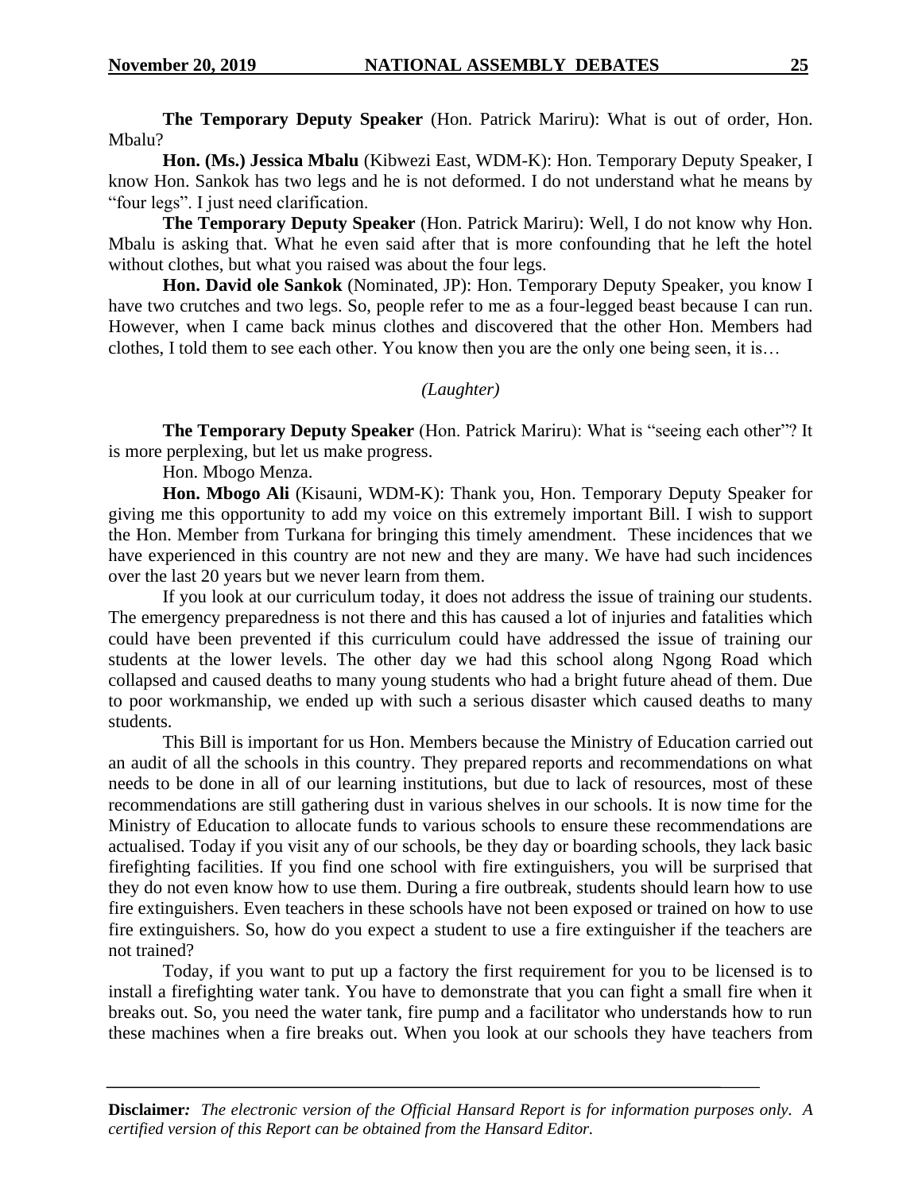**The Temporary Deputy Speaker** (Hon. Patrick Mariru): What is out of order, Hon. Mbalu?

**Hon. (Ms.) Jessica Mbalu** (Kibwezi East, WDM-K): Hon. Temporary Deputy Speaker, I know Hon. Sankok has two legs and he is not deformed. I do not understand what he means by "four legs". I just need clarification.

**The Temporary Deputy Speaker** (Hon. Patrick Mariru): Well, I do not know why Hon. Mbalu is asking that. What he even said after that is more confounding that he left the hotel without clothes, but what you raised was about the four legs.

**Hon. David ole Sankok** (Nominated, JP): Hon. Temporary Deputy Speaker, you know I have two crutches and two legs. So, people refer to me as a four-legged beast because I can run. However, when I came back minus clothes and discovered that the other Hon. Members had clothes, I told them to see each other. You know then you are the only one being seen, it is…

*(Laughter)*

**The Temporary Deputy Speaker** (Hon. Patrick Mariru): What is "seeing each other"? It is more perplexing, but let us make progress.

Hon. Mbogo Menza.

**Hon. Mbogo Ali** (Kisauni, WDM-K): Thank you, Hon. Temporary Deputy Speaker for giving me this opportunity to add my voice on this extremely important Bill. I wish to support the Hon. Member from Turkana for bringing this timely amendment. These incidences that we have experienced in this country are not new and they are many. We have had such incidences over the last 20 years but we never learn from them.

If you look at our curriculum today, it does not address the issue of training our students. The emergency preparedness is not there and this has caused a lot of injuries and fatalities which could have been prevented if this curriculum could have addressed the issue of training our students at the lower levels. The other day we had this school along Ngong Road which collapsed and caused deaths to many young students who had a bright future ahead of them. Due to poor workmanship, we ended up with such a serious disaster which caused deaths to many students.

This Bill is important for us Hon. Members because the Ministry of Education carried out an audit of all the schools in this country. They prepared reports and recommendations on what needs to be done in all of our learning institutions, but due to lack of resources, most of these recommendations are still gathering dust in various shelves in our schools. It is now time for the Ministry of Education to allocate funds to various schools to ensure these recommendations are actualised. Today if you visit any of our schools, be they day or boarding schools, they lack basic firefighting facilities. If you find one school with fire extinguishers, you will be surprised that they do not even know how to use them. During a fire outbreak, students should learn how to use fire extinguishers. Even teachers in these schools have not been exposed or trained on how to use fire extinguishers. So, how do you expect a student to use a fire extinguisher if the teachers are not trained?

Today, if you want to put up a factory the first requirement for you to be licensed is to install a firefighting water tank. You have to demonstrate that you can fight a small fire when it breaks out. So, you need the water tank, fire pump and a facilitator who understands how to run these machines when a fire breaks out. When you look at our schools they have teachers from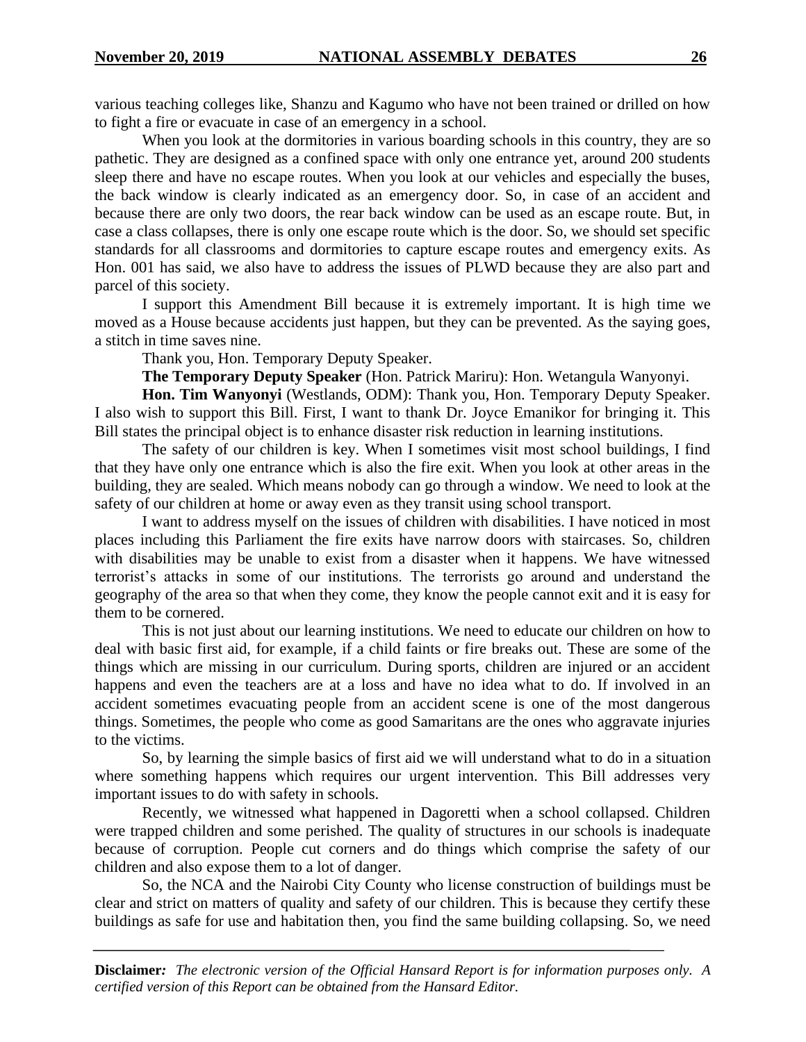various teaching colleges like, Shanzu and Kagumo who have not been trained or drilled on how to fight a fire or evacuate in case of an emergency in a school.

When you look at the dormitories in various boarding schools in this country, they are so pathetic. They are designed as a confined space with only one entrance yet, around 200 students sleep there and have no escape routes. When you look at our vehicles and especially the buses, the back window is clearly indicated as an emergency door. So, in case of an accident and because there are only two doors, the rear back window can be used as an escape route. But, in case a class collapses, there is only one escape route which is the door. So, we should set specific standards for all classrooms and dormitories to capture escape routes and emergency exits. As Hon. 001 has said, we also have to address the issues of PLWD because they are also part and parcel of this society.

I support this Amendment Bill because it is extremely important. It is high time we moved as a House because accidents just happen, but they can be prevented. As the saying goes, a stitch in time saves nine.

Thank you, Hon. Temporary Deputy Speaker.

**The Temporary Deputy Speaker** (Hon. Patrick Mariru): Hon. Wetangula Wanyonyi.

**Hon. Tim Wanyonyi** (Westlands, ODM): Thank you, Hon. Temporary Deputy Speaker. I also wish to support this Bill. First, I want to thank Dr. Joyce Emanikor for bringing it. This Bill states the principal object is to enhance disaster risk reduction in learning institutions.

The safety of our children is key. When I sometimes visit most school buildings, I find that they have only one entrance which is also the fire exit. When you look at other areas in the building, they are sealed. Which means nobody can go through a window. We need to look at the safety of our children at home or away even as they transit using school transport.

I want to address myself on the issues of children with disabilities. I have noticed in most places including this Parliament the fire exits have narrow doors with staircases. So, children with disabilities may be unable to exist from a disaster when it happens. We have witnessed terrorist's attacks in some of our institutions. The terrorists go around and understand the geography of the area so that when they come, they know the people cannot exit and it is easy for them to be cornered.

This is not just about our learning institutions. We need to educate our children on how to deal with basic first aid, for example, if a child faints or fire breaks out. These are some of the things which are missing in our curriculum. During sports, children are injured or an accident happens and even the teachers are at a loss and have no idea what to do. If involved in an accident sometimes evacuating people from an accident scene is one of the most dangerous things. Sometimes, the people who come as good Samaritans are the ones who aggravate injuries to the victims.

So, by learning the simple basics of first aid we will understand what to do in a situation where something happens which requires our urgent intervention. This Bill addresses very important issues to do with safety in schools.

Recently, we witnessed what happened in Dagoretti when a school collapsed. Children were trapped children and some perished. The quality of structures in our schools is inadequate because of corruption. People cut corners and do things which comprise the safety of our children and also expose them to a lot of danger.

So, the NCA and the Nairobi City County who license construction of buildings must be clear and strict on matters of quality and safety of our children. This is because they certify these buildings as safe for use and habitation then, you find the same building collapsing. So, we need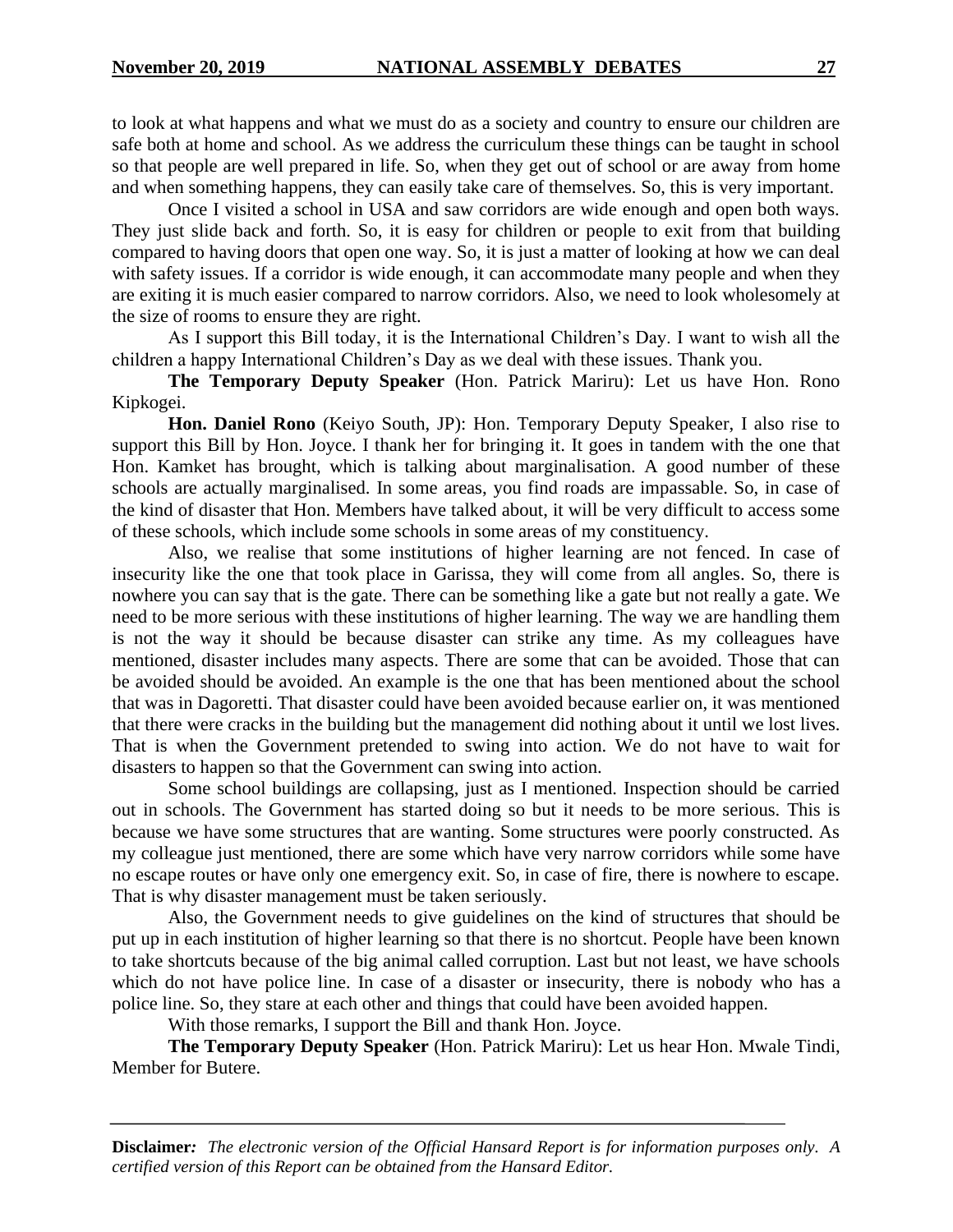to look at what happens and what we must do as a society and country to ensure our children are safe both at home and school. As we address the curriculum these things can be taught in school so that people are well prepared in life. So, when they get out of school or are away from home and when something happens, they can easily take care of themselves. So, this is very important.

Once I visited a school in USA and saw corridors are wide enough and open both ways. They just slide back and forth. So, it is easy for children or people to exit from that building compared to having doors that open one way. So, it is just a matter of looking at how we can deal with safety issues. If a corridor is wide enough, it can accommodate many people and when they are exiting it is much easier compared to narrow corridors. Also, we need to look wholesomely at the size of rooms to ensure they are right.

As I support this Bill today, it is the International Children's Day. I want to wish all the children a happy International Children's Day as we deal with these issues. Thank you.

**The Temporary Deputy Speaker** (Hon. Patrick Mariru): Let us have Hon. Rono Kipkogei.

**Hon. Daniel Rono** (Keiyo South, JP): Hon. Temporary Deputy Speaker, I also rise to support this Bill by Hon. Joyce. I thank her for bringing it. It goes in tandem with the one that Hon. Kamket has brought, which is talking about marginalisation. A good number of these schools are actually marginalised. In some areas, you find roads are impassable. So, in case of the kind of disaster that Hon. Members have talked about, it will be very difficult to access some of these schools, which include some schools in some areas of my constituency.

Also, we realise that some institutions of higher learning are not fenced. In case of insecurity like the one that took place in Garissa, they will come from all angles. So, there is nowhere you can say that is the gate. There can be something like a gate but not really a gate. We need to be more serious with these institutions of higher learning. The way we are handling them is not the way it should be because disaster can strike any time. As my colleagues have mentioned, disaster includes many aspects. There are some that can be avoided. Those that can be avoided should be avoided. An example is the one that has been mentioned about the school that was in Dagoretti. That disaster could have been avoided because earlier on, it was mentioned that there were cracks in the building but the management did nothing about it until we lost lives. That is when the Government pretended to swing into action. We do not have to wait for disasters to happen so that the Government can swing into action.

Some school buildings are collapsing, just as I mentioned. Inspection should be carried out in schools. The Government has started doing so but it needs to be more serious. This is because we have some structures that are wanting. Some structures were poorly constructed. As my colleague just mentioned, there are some which have very narrow corridors while some have no escape routes or have only one emergency exit. So, in case of fire, there is nowhere to escape. That is why disaster management must be taken seriously.

Also, the Government needs to give guidelines on the kind of structures that should be put up in each institution of higher learning so that there is no shortcut. People have been known to take shortcuts because of the big animal called corruption. Last but not least, we have schools which do not have police line. In case of a disaster or insecurity, there is nobody who has a police line. So, they stare at each other and things that could have been avoided happen.

With those remarks, I support the Bill and thank Hon. Joyce.

**The Temporary Deputy Speaker** (Hon. Patrick Mariru): Let us hear Hon. Mwale Tindi, Member for Butere.

**Disclaimer:** *The electronic version of the Official Hansard Report is for information purposes only. A certified version of this Report can be obtained from the Hansard Editor.*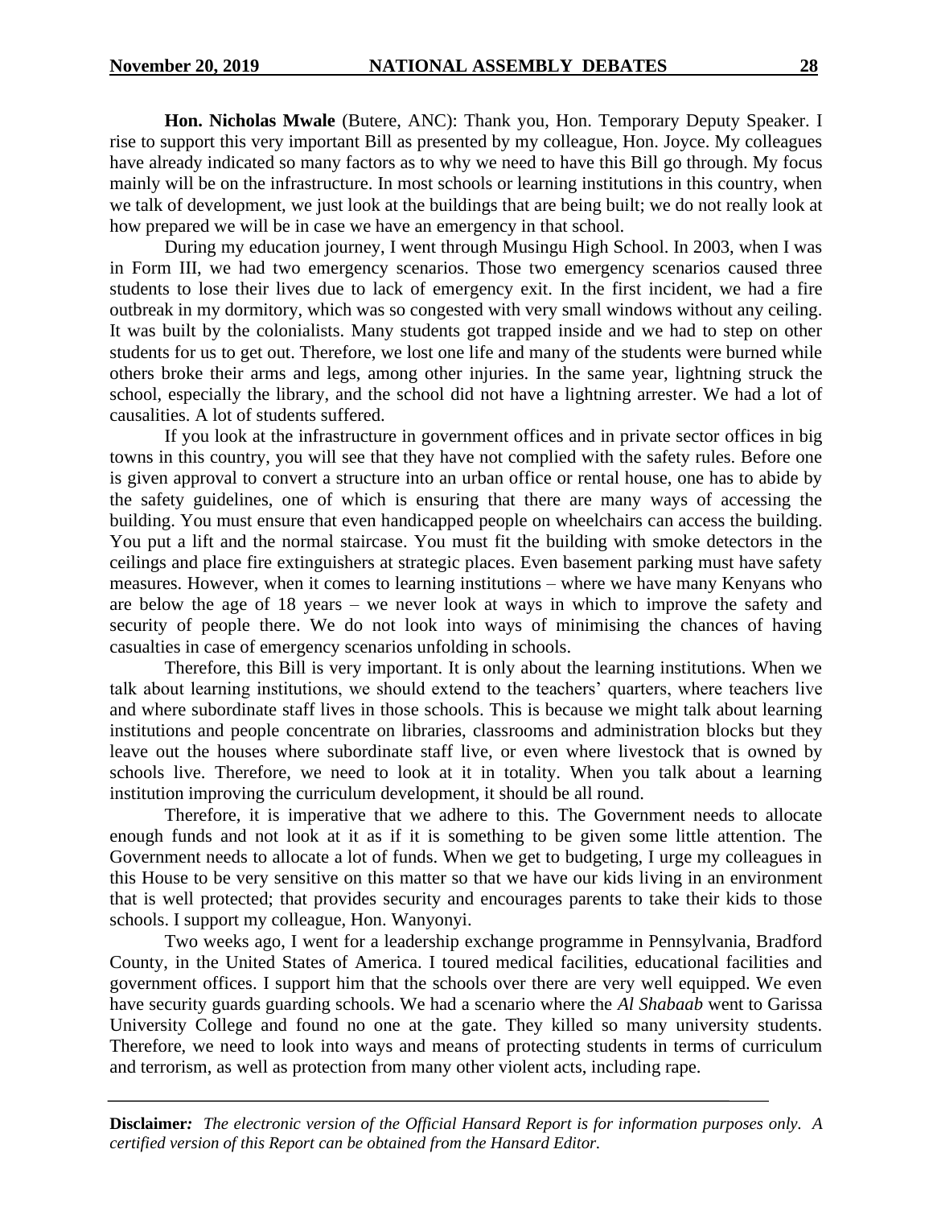**Hon. Nicholas Mwale** (Butere, ANC): Thank you, Hon. Temporary Deputy Speaker. I rise to support this very important Bill as presented by my colleague, Hon. Joyce. My colleagues have already indicated so many factors as to why we need to have this Bill go through. My focus mainly will be on the infrastructure. In most schools or learning institutions in this country, when we talk of development, we just look at the buildings that are being built; we do not really look at how prepared we will be in case we have an emergency in that school.

During my education journey, I went through Musingu High School. In 2003, when I was in Form III, we had two emergency scenarios. Those two emergency scenarios caused three students to lose their lives due to lack of emergency exit. In the first incident, we had a fire outbreak in my dormitory, which was so congested with very small windows without any ceiling. It was built by the colonialists. Many students got trapped inside and we had to step on other students for us to get out. Therefore, we lost one life and many of the students were burned while others broke their arms and legs, among other injuries. In the same year, lightning struck the school, especially the library, and the school did not have a lightning arrester. We had a lot of causalities. A lot of students suffered.

If you look at the infrastructure in government offices and in private sector offices in big towns in this country, you will see that they have not complied with the safety rules. Before one is given approval to convert a structure into an urban office or rental house, one has to abide by the safety guidelines, one of which is ensuring that there are many ways of accessing the building. You must ensure that even handicapped people on wheelchairs can access the building. You put a lift and the normal staircase. You must fit the building with smoke detectors in the ceilings and place fire extinguishers at strategic places. Even basement parking must have safety measures. However, when it comes to learning institutions – where we have many Kenyans who are below the age of 18 years – we never look at ways in which to improve the safety and security of people there. We do not look into ways of minimising the chances of having casualties in case of emergency scenarios unfolding in schools.

Therefore, this Bill is very important. It is only about the learning institutions. When we talk about learning institutions, we should extend to the teachers' quarters, where teachers live and where subordinate staff lives in those schools. This is because we might talk about learning institutions and people concentrate on libraries, classrooms and administration blocks but they leave out the houses where subordinate staff live, or even where livestock that is owned by schools live. Therefore, we need to look at it in totality. When you talk about a learning institution improving the curriculum development, it should be all round.

Therefore, it is imperative that we adhere to this. The Government needs to allocate enough funds and not look at it as if it is something to be given some little attention. The Government needs to allocate a lot of funds. When we get to budgeting, I urge my colleagues in this House to be very sensitive on this matter so that we have our kids living in an environment that is well protected; that provides security and encourages parents to take their kids to those schools. I support my colleague, Hon. Wanyonyi.

Two weeks ago, I went for a leadership exchange programme in Pennsylvania, Bradford County, in the United States of America. I toured medical facilities, educational facilities and government offices. I support him that the schools over there are very well equipped. We even have security guards guarding schools. We had a scenario where the *Al Shabaab* went to Garissa University College and found no one at the gate. They killed so many university students. Therefore, we need to look into ways and means of protecting students in terms of curriculum and terrorism, as well as protection from many other violent acts, including rape.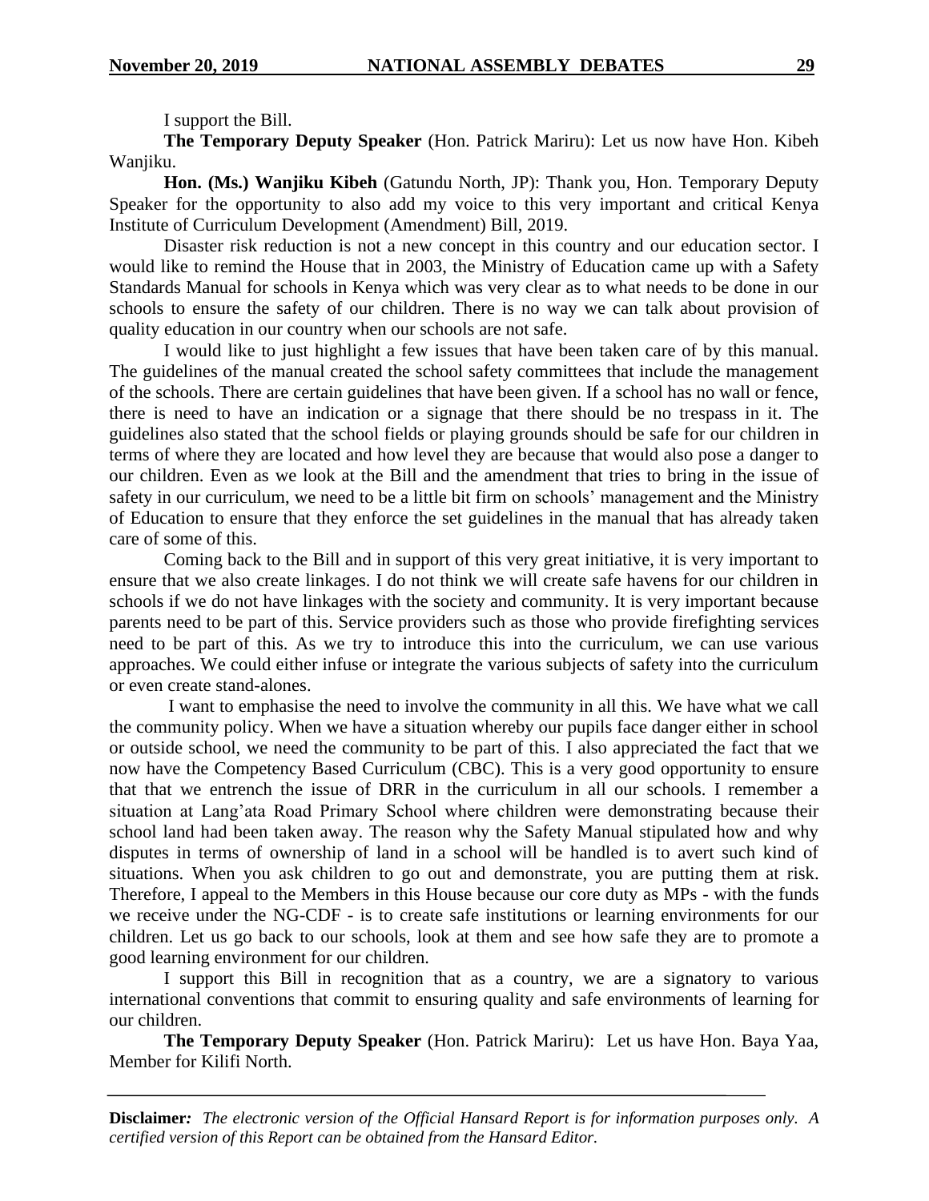I support the Bill.

**The Temporary Deputy Speaker** (Hon. Patrick Mariru): Let us now have Hon. Kibeh Wanjiku.

**Hon. (Ms.) Wanjiku Kibeh** (Gatundu North, JP): Thank you, Hon. Temporary Deputy Speaker for the opportunity to also add my voice to this very important and critical Kenya Institute of Curriculum Development (Amendment) Bill, 2019.

Disaster risk reduction is not a new concept in this country and our education sector. I would like to remind the House that in 2003, the Ministry of Education came up with a Safety Standards Manual for schools in Kenya which was very clear as to what needs to be done in our schools to ensure the safety of our children. There is no way we can talk about provision of quality education in our country when our schools are not safe.

I would like to just highlight a few issues that have been taken care of by this manual. The guidelines of the manual created the school safety committees that include the management of the schools. There are certain guidelines that have been given. If a school has no wall or fence, there is need to have an indication or a signage that there should be no trespass in it. The guidelines also stated that the school fields or playing grounds should be safe for our children in terms of where they are located and how level they are because that would also pose a danger to our children. Even as we look at the Bill and the amendment that tries to bring in the issue of safety in our curriculum, we need to be a little bit firm on schools' management and the Ministry of Education to ensure that they enforce the set guidelines in the manual that has already taken care of some of this.

Coming back to the Bill and in support of this very great initiative, it is very important to ensure that we also create linkages. I do not think we will create safe havens for our children in schools if we do not have linkages with the society and community. It is very important because parents need to be part of this. Service providers such as those who provide firefighting services need to be part of this. As we try to introduce this into the curriculum, we can use various approaches. We could either infuse or integrate the various subjects of safety into the curriculum or even create stand-alones.

I want to emphasise the need to involve the community in all this. We have what we call the community policy. When we have a situation whereby our pupils face danger either in school or outside school, we need the community to be part of this. I also appreciated the fact that we now have the Competency Based Curriculum (CBC). This is a very good opportunity to ensure that that we entrench the issue of DRR in the curriculum in all our schools. I remember a situation at Lang'ata Road Primary School where children were demonstrating because their school land had been taken away. The reason why the Safety Manual stipulated how and why disputes in terms of ownership of land in a school will be handled is to avert such kind of situations. When you ask children to go out and demonstrate, you are putting them at risk. Therefore, I appeal to the Members in this House because our core duty as MPs - with the funds we receive under the NG-CDF - is to create safe institutions or learning environments for our children. Let us go back to our schools, look at them and see how safe they are to promote a good learning environment for our children.

I support this Bill in recognition that as a country, we are a signatory to various international conventions that commit to ensuring quality and safe environments of learning for our children.

**The Temporary Deputy Speaker** (Hon. Patrick Mariru): Let us have Hon. Baya Yaa, Member for Kilifi North.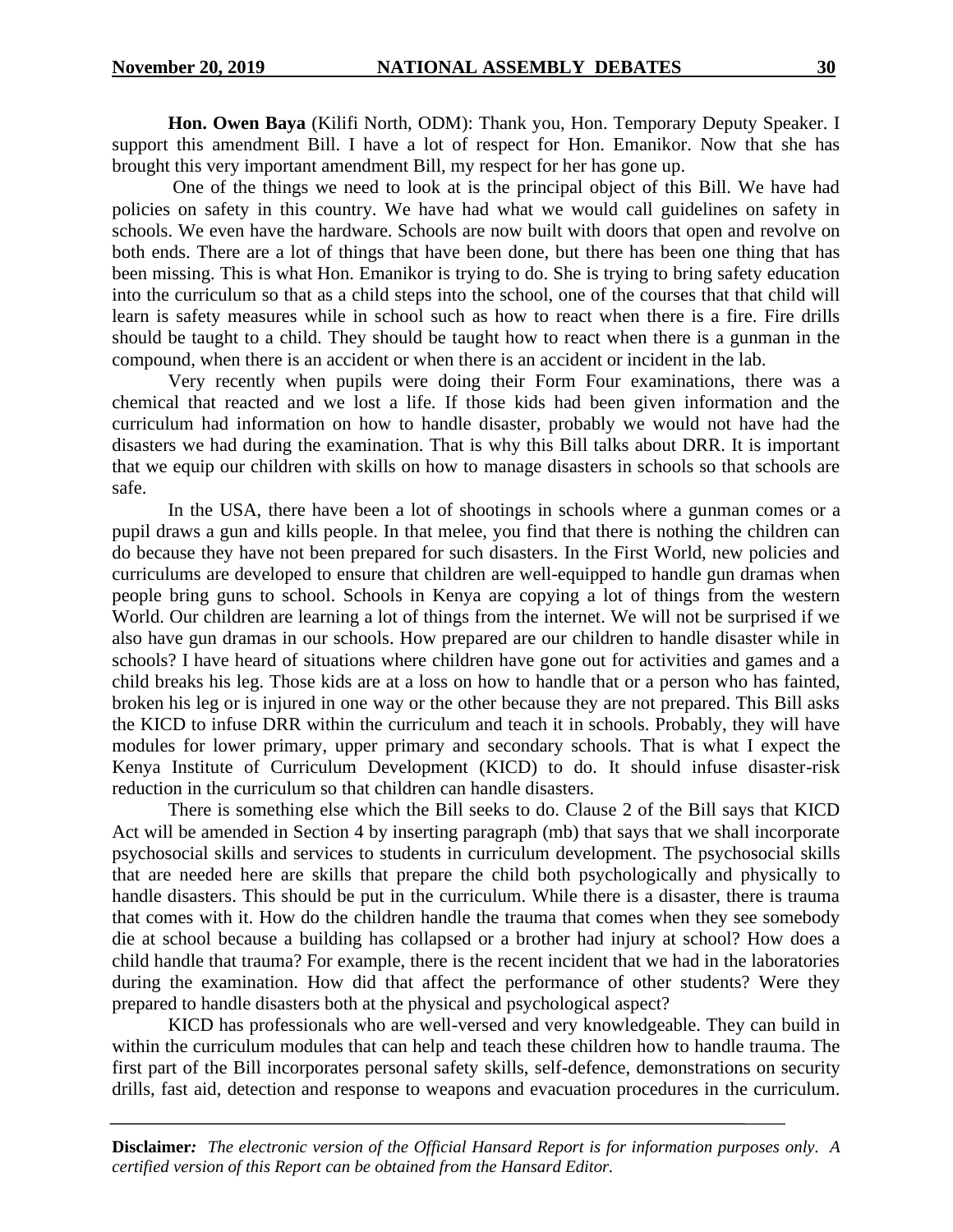**Hon. Owen Baya** (Kilifi North, ODM): Thank you, Hon. Temporary Deputy Speaker. I support this amendment Bill. I have a lot of respect for Hon. Emanikor. Now that she has brought this very important amendment Bill, my respect for her has gone up.

One of the things we need to look at is the principal object of this Bill. We have had policies on safety in this country. We have had what we would call guidelines on safety in schools. We even have the hardware. Schools are now built with doors that open and revolve on both ends. There are a lot of things that have been done, but there has been one thing that has been missing. This is what Hon. Emanikor is trying to do. She is trying to bring safety education into the curriculum so that as a child steps into the school, one of the courses that that child will learn is safety measures while in school such as how to react when there is a fire. Fire drills should be taught to a child. They should be taught how to react when there is a gunman in the compound, when there is an accident or when there is an accident or incident in the lab.

Very recently when pupils were doing their Form Four examinations, there was a chemical that reacted and we lost a life. If those kids had been given information and the curriculum had information on how to handle disaster, probably we would not have had the disasters we had during the examination. That is why this Bill talks about DRR. It is important that we equip our children with skills on how to manage disasters in schools so that schools are safe.

In the USA, there have been a lot of shootings in schools where a gunman comes or a pupil draws a gun and kills people. In that melee, you find that there is nothing the children can do because they have not been prepared for such disasters. In the First World, new policies and curriculums are developed to ensure that children are well-equipped to handle gun dramas when people bring guns to school. Schools in Kenya are copying a lot of things from the western World. Our children are learning a lot of things from the internet. We will not be surprised if we also have gun dramas in our schools. How prepared are our children to handle disaster while in schools? I have heard of situations where children have gone out for activities and games and a child breaks his leg. Those kids are at a loss on how to handle that or a person who has fainted, broken his leg or is injured in one way or the other because they are not prepared. This Bill asks the KICD to infuse DRR within the curriculum and teach it in schools. Probably, they will have modules for lower primary, upper primary and secondary schools. That is what I expect the Kenya Institute of Curriculum Development (KICD) to do. It should infuse disaster-risk reduction in the curriculum so that children can handle disasters.

There is something else which the Bill seeks to do. Clause 2 of the Bill says that KICD Act will be amended in Section 4 by inserting paragraph (mb) that says that we shall incorporate psychosocial skills and services to students in curriculum development. The psychosocial skills that are needed here are skills that prepare the child both psychologically and physically to handle disasters. This should be put in the curriculum. While there is a disaster, there is trauma that comes with it. How do the children handle the trauma that comes when they see somebody die at school because a building has collapsed or a brother had injury at school? How does a child handle that trauma? For example, there is the recent incident that we had in the laboratories during the examination. How did that affect the performance of other students? Were they prepared to handle disasters both at the physical and psychological aspect?

KICD has professionals who are well-versed and very knowledgeable. They can build in within the curriculum modules that can help and teach these children how to handle trauma. The first part of the Bill incorporates personal safety skills, self-defence, demonstrations on security drills, fast aid, detection and response to weapons and evacuation procedures in the curriculum.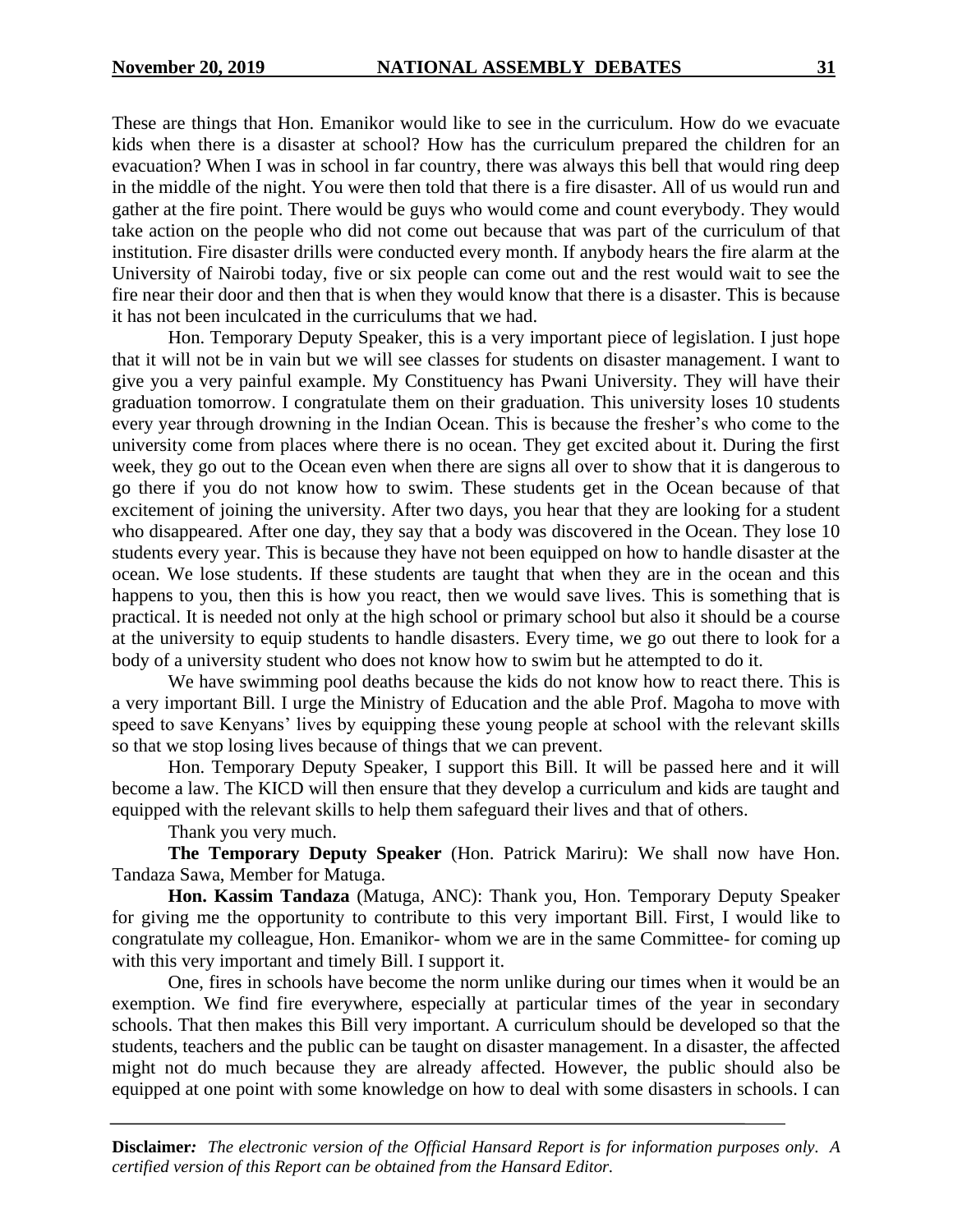These are things that Hon. Emanikor would like to see in the curriculum. How do we evacuate kids when there is a disaster at school? How has the curriculum prepared the children for an evacuation? When I was in school in far country, there was always this bell that would ring deep in the middle of the night. You were then told that there is a fire disaster. All of us would run and gather at the fire point. There would be guys who would come and count everybody. They would take action on the people who did not come out because that was part of the curriculum of that institution. Fire disaster drills were conducted every month. If anybody hears the fire alarm at the University of Nairobi today, five or six people can come out and the rest would wait to see the fire near their door and then that is when they would know that there is a disaster. This is because it has not been inculcated in the curriculums that we had.

Hon. Temporary Deputy Speaker, this is a very important piece of legislation. I just hope that it will not be in vain but we will see classes for students on disaster management. I want to give you a very painful example. My Constituency has Pwani University. They will have their graduation tomorrow. I congratulate them on their graduation. This university loses 10 students every year through drowning in the Indian Ocean. This is because the fresher's who come to the university come from places where there is no ocean. They get excited about it. During the first week, they go out to the Ocean even when there are signs all over to show that it is dangerous to go there if you do not know how to swim. These students get in the Ocean because of that excitement of joining the university. After two days, you hear that they are looking for a student who disappeared. After one day, they say that a body was discovered in the Ocean. They lose 10 students every year. This is because they have not been equipped on how to handle disaster at the ocean. We lose students. If these students are taught that when they are in the ocean and this happens to you, then this is how you react, then we would save lives. This is something that is practical. It is needed not only at the high school or primary school but also it should be a course at the university to equip students to handle disasters. Every time, we go out there to look for a body of a university student who does not know how to swim but he attempted to do it.

We have swimming pool deaths because the kids do not know how to react there. This is a very important Bill. I urge the Ministry of Education and the able Prof. Magoha to move with speed to save Kenyans' lives by equipping these young people at school with the relevant skills so that we stop losing lives because of things that we can prevent.

Hon. Temporary Deputy Speaker, I support this Bill. It will be passed here and it will become a law. The KICD will then ensure that they develop a curriculum and kids are taught and equipped with the relevant skills to help them safeguard their lives and that of others.

Thank you very much.

**The Temporary Deputy Speaker** (Hon. Patrick Mariru): We shall now have Hon. Tandaza Sawa, Member for Matuga.

**Hon. Kassim Tandaza** (Matuga, ANC): Thank you, Hon. Temporary Deputy Speaker for giving me the opportunity to contribute to this very important Bill. First, I would like to congratulate my colleague, Hon. Emanikor- whom we are in the same Committee- for coming up with this very important and timely Bill. I support it.

One, fires in schools have become the norm unlike during our times when it would be an exemption. We find fire everywhere, especially at particular times of the year in secondary schools. That then makes this Bill very important. A curriculum should be developed so that the students, teachers and the public can be taught on disaster management. In a disaster, the affected might not do much because they are already affected. However, the public should also be equipped at one point with some knowledge on how to deal with some disasters in schools. I can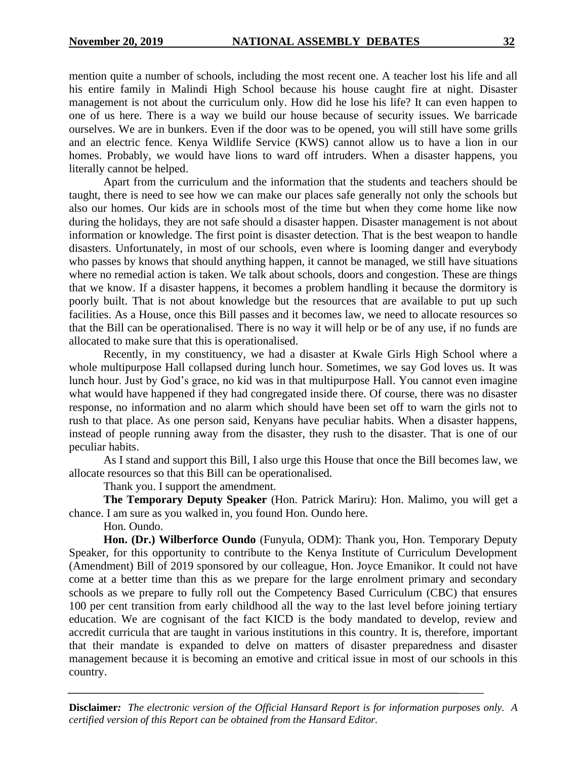mention quite a number of schools, including the most recent one. A teacher lost his life and all his entire family in Malindi High School because his house caught fire at night. Disaster management is not about the curriculum only. How did he lose his life? It can even happen to one of us here. There is a way we build our house because of security issues. We barricade ourselves. We are in bunkers. Even if the door was to be opened, you will still have some grills and an electric fence. Kenya Wildlife Service (KWS) cannot allow us to have a lion in our homes. Probably, we would have lions to ward off intruders. When a disaster happens, you literally cannot be helped.

Apart from the curriculum and the information that the students and teachers should be taught, there is need to see how we can make our places safe generally not only the schools but also our homes. Our kids are in schools most of the time but when they come home like now during the holidays, they are not safe should a disaster happen. Disaster management is not about information or knowledge. The first point is disaster detection. That is the best weapon to handle disasters. Unfortunately, in most of our schools, even where is looming danger and everybody who passes by knows that should anything happen, it cannot be managed, we still have situations where no remedial action is taken. We talk about schools, doors and congestion. These are things that we know. If a disaster happens, it becomes a problem handling it because the dormitory is poorly built. That is not about knowledge but the resources that are available to put up such facilities. As a House, once this Bill passes and it becomes law, we need to allocate resources so that the Bill can be operationalised. There is no way it will help or be of any use, if no funds are allocated to make sure that this is operationalised.

Recently, in my constituency, we had a disaster at Kwale Girls High School where a whole multipurpose Hall collapsed during lunch hour. Sometimes, we say God loves us. It was lunch hour. Just by God's grace, no kid was in that multipurpose Hall. You cannot even imagine what would have happened if they had congregated inside there. Of course, there was no disaster response, no information and no alarm which should have been set off to warn the girls not to rush to that place. As one person said, Kenyans have peculiar habits. When a disaster happens, instead of people running away from the disaster, they rush to the disaster. That is one of our peculiar habits.

As I stand and support this Bill, I also urge this House that once the Bill becomes law, we allocate resources so that this Bill can be operationalised.

Thank you. I support the amendment.

**The Temporary Deputy Speaker** (Hon. Patrick Mariru): Hon. Malimo, you will get a chance. I am sure as you walked in, you found Hon. Oundo here.

Hon. Oundo.

**Hon. (Dr.) Wilberforce Oundo** (Funyula, ODM): Thank you, Hon. Temporary Deputy Speaker, for this opportunity to contribute to the Kenya Institute of Curriculum Development (Amendment) Bill of 2019 sponsored by our colleague, Hon. Joyce Emanikor. It could not have come at a better time than this as we prepare for the large enrolment primary and secondary schools as we prepare to fully roll out the Competency Based Curriculum (CBC) that ensures 100 per cent transition from early childhood all the way to the last level before joining tertiary education. We are cognisant of the fact KICD is the body mandated to develop, review and accredit curricula that are taught in various institutions in this country. It is, therefore, important that their mandate is expanded to delve on matters of disaster preparedness and disaster management because it is becoming an emotive and critical issue in most of our schools in this country.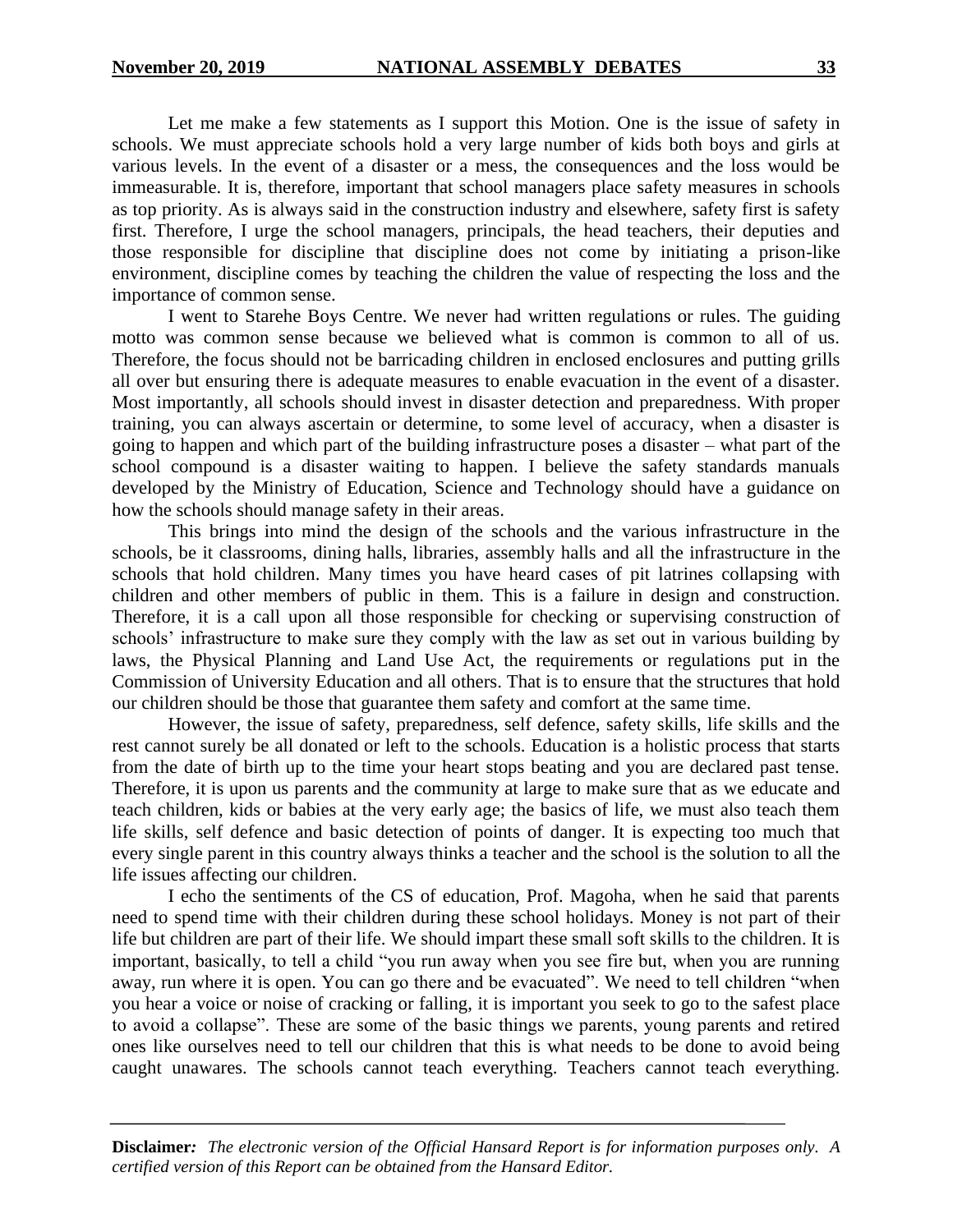Let me make a few statements as I support this Motion. One is the issue of safety in schools. We must appreciate schools hold a very large number of kids both boys and girls at various levels. In the event of a disaster or a mess, the consequences and the loss would be immeasurable. It is, therefore, important that school managers place safety measures in schools as top priority. As is always said in the construction industry and elsewhere, safety first is safety first. Therefore, I urge the school managers, principals, the head teachers, their deputies and those responsible for discipline that discipline does not come by initiating a prison-like environment, discipline comes by teaching the children the value of respecting the loss and the importance of common sense.

I went to Starehe Boys Centre. We never had written regulations or rules. The guiding motto was common sense because we believed what is common is common to all of us. Therefore, the focus should not be barricading children in enclosed enclosures and putting grills all over but ensuring there is adequate measures to enable evacuation in the event of a disaster. Most importantly, all schools should invest in disaster detection and preparedness. With proper training, you can always ascertain or determine, to some level of accuracy, when a disaster is going to happen and which part of the building infrastructure poses a disaster – what part of the school compound is a disaster waiting to happen. I believe the safety standards manuals developed by the Ministry of Education, Science and Technology should have a guidance on how the schools should manage safety in their areas.

This brings into mind the design of the schools and the various infrastructure in the schools, be it classrooms, dining halls, libraries, assembly halls and all the infrastructure in the schools that hold children. Many times you have heard cases of pit latrines collapsing with children and other members of public in them. This is a failure in design and construction. Therefore, it is a call upon all those responsible for checking or supervising construction of schools' infrastructure to make sure they comply with the law as set out in various building by laws, the Physical Planning and Land Use Act, the requirements or regulations put in the Commission of University Education and all others. That is to ensure that the structures that hold our children should be those that guarantee them safety and comfort at the same time.

However, the issue of safety, preparedness, self defence, safety skills, life skills and the rest cannot surely be all donated or left to the schools. Education is a holistic process that starts from the date of birth up to the time your heart stops beating and you are declared past tense. Therefore, it is upon us parents and the community at large to make sure that as we educate and teach children, kids or babies at the very early age; the basics of life, we must also teach them life skills, self defence and basic detection of points of danger. It is expecting too much that every single parent in this country always thinks a teacher and the school is the solution to all the life issues affecting our children.

I echo the sentiments of the CS of education, Prof. Magoha, when he said that parents need to spend time with their children during these school holidays. Money is not part of their life but children are part of their life. We should impart these small soft skills to the children. It is important, basically, to tell a child "you run away when you see fire but, when you are running away, run where it is open. You can go there and be evacuated". We need to tell children "when you hear a voice or noise of cracking or falling, it is important you seek to go to the safest place to avoid a collapse". These are some of the basic things we parents, young parents and retired ones like ourselves need to tell our children that this is what needs to be done to avoid being caught unawares. The schools cannot teach everything. Teachers cannot teach everything.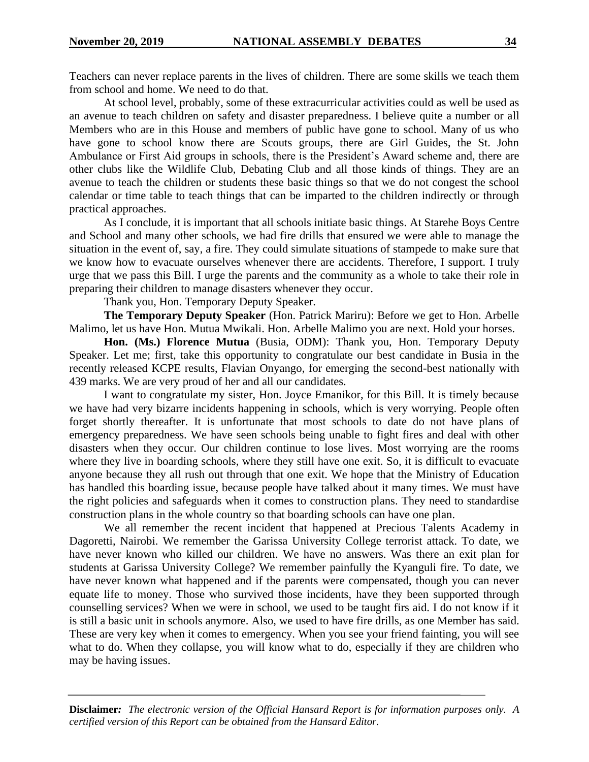Teachers can never replace parents in the lives of children. There are some skills we teach them from school and home. We need to do that.

At school level, probably, some of these extracurricular activities could as well be used as an avenue to teach children on safety and disaster preparedness. I believe quite a number or all Members who are in this House and members of public have gone to school. Many of us who have gone to school know there are Scouts groups, there are Girl Guides, the St. John Ambulance or First Aid groups in schools, there is the President's Award scheme and, there are other clubs like the Wildlife Club, Debating Club and all those kinds of things. They are an avenue to teach the children or students these basic things so that we do not congest the school calendar or time table to teach things that can be imparted to the children indirectly or through practical approaches.

As I conclude, it is important that all schools initiate basic things. At Starehe Boys Centre and School and many other schools, we had fire drills that ensured we were able to manage the situation in the event of, say, a fire. They could simulate situations of stampede to make sure that we know how to evacuate ourselves whenever there are accidents. Therefore, I support. I truly urge that we pass this Bill. I urge the parents and the community as a whole to take their role in preparing their children to manage disasters whenever they occur.

Thank you, Hon. Temporary Deputy Speaker.

**The Temporary Deputy Speaker** (Hon. Patrick Mariru): Before we get to Hon. Arbelle Malimo, let us have Hon. Mutua Mwikali. Hon. Arbelle Malimo you are next. Hold your horses.

**Hon. (Ms.) Florence Mutua** (Busia, ODM): Thank you, Hon. Temporary Deputy Speaker. Let me; first, take this opportunity to congratulate our best candidate in Busia in the recently released KCPE results, Flavian Onyango, for emerging the second-best nationally with 439 marks. We are very proud of her and all our candidates.

I want to congratulate my sister, Hon. Joyce Emanikor, for this Bill. It is timely because we have had very bizarre incidents happening in schools, which is very worrying. People often forget shortly thereafter. It is unfortunate that most schools to date do not have plans of emergency preparedness. We have seen schools being unable to fight fires and deal with other disasters when they occur. Our children continue to lose lives. Most worrying are the rooms where they live in boarding schools, where they still have one exit. So, it is difficult to evacuate anyone because they all rush out through that one exit. We hope that the Ministry of Education has handled this boarding issue, because people have talked about it many times. We must have the right policies and safeguards when it comes to construction plans. They need to standardise construction plans in the whole country so that boarding schools can have one plan.

We all remember the recent incident that happened at Precious Talents Academy in Dagoretti, Nairobi. We remember the Garissa University College terrorist attack. To date, we have never known who killed our children. We have no answers. Was there an exit plan for students at Garissa University College? We remember painfully the Kyanguli fire. To date, we have never known what happened and if the parents were compensated, though you can never equate life to money. Those who survived those incidents, have they been supported through counselling services? When we were in school, we used to be taught firs aid. I do not know if it is still a basic unit in schools anymore. Also, we used to have fire drills, as one Member has said. These are very key when it comes to emergency. When you see your friend fainting, you will see what to do. When they collapse, you will know what to do, especially if they are children who may be having issues.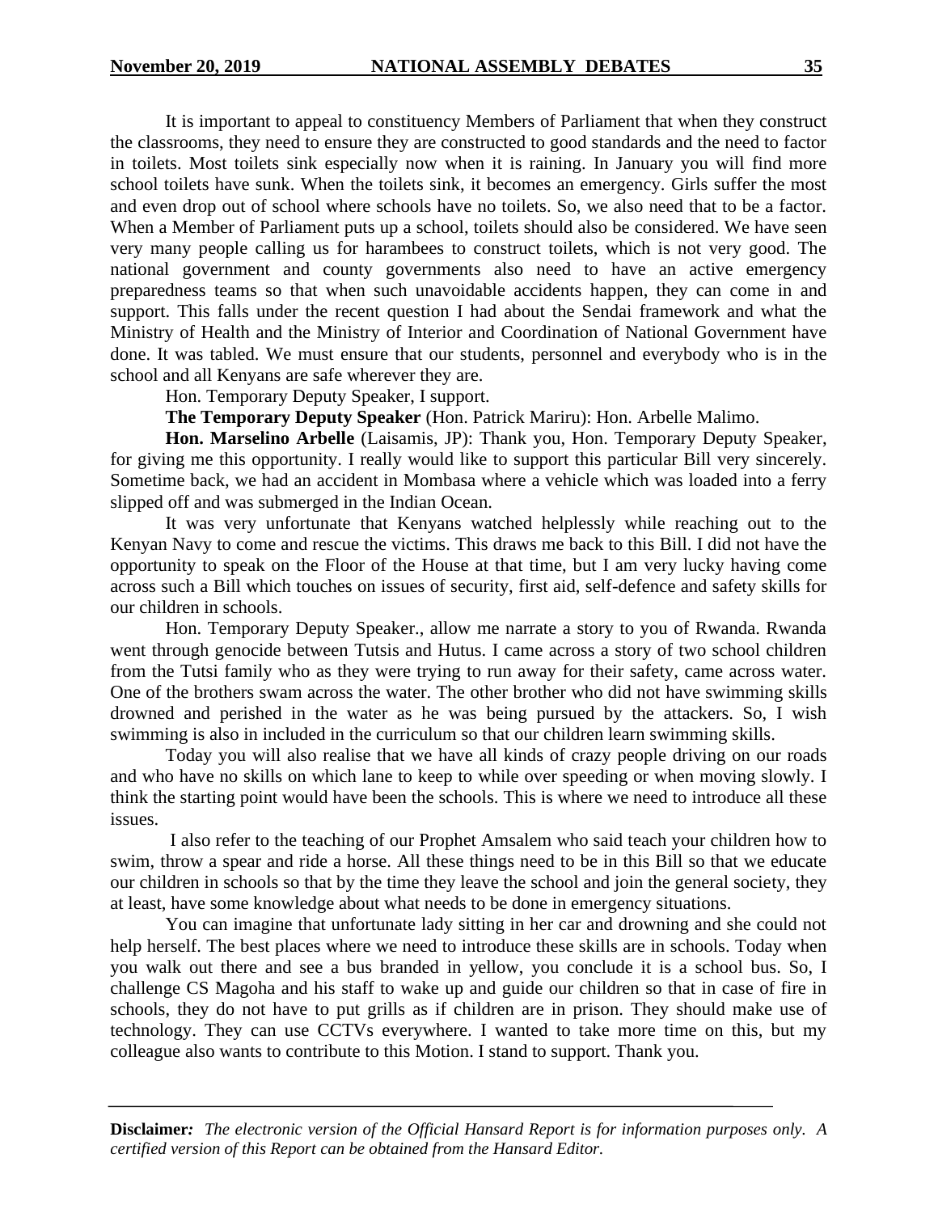It is important to appeal to constituency Members of Parliament that when they construct the classrooms, they need to ensure they are constructed to good standards and the need to factor in toilets. Most toilets sink especially now when it is raining. In January you will find more school toilets have sunk. When the toilets sink, it becomes an emergency. Girls suffer the most and even drop out of school where schools have no toilets. So, we also need that to be a factor. When a Member of Parliament puts up a school, toilets should also be considered. We have seen very many people calling us for harambees to construct toilets, which is not very good. The national government and county governments also need to have an active emergency preparedness teams so that when such unavoidable accidents happen, they can come in and support. This falls under the recent question I had about the Sendai framework and what the Ministry of Health and the Ministry of Interior and Coordination of National Government have done. It was tabled. We must ensure that our students, personnel and everybody who is in the school and all Kenyans are safe wherever they are.

Hon. Temporary Deputy Speaker, I support.

**The Temporary Deputy Speaker** (Hon. Patrick Mariru): Hon. Arbelle Malimo.

**Hon. Marselino Arbelle** (Laisamis, JP): Thank you, Hon. Temporary Deputy Speaker, for giving me this opportunity. I really would like to support this particular Bill very sincerely. Sometime back, we had an accident in Mombasa where a vehicle which was loaded into a ferry slipped off and was submerged in the Indian Ocean.

It was very unfortunate that Kenyans watched helplessly while reaching out to the Kenyan Navy to come and rescue the victims. This draws me back to this Bill. I did not have the opportunity to speak on the Floor of the House at that time, but I am very lucky having come across such a Bill which touches on issues of security, first aid, self-defence and safety skills for our children in schools.

Hon. Temporary Deputy Speaker., allow me narrate a story to you of Rwanda. Rwanda went through genocide between Tutsis and Hutus. I came across a story of two school children from the Tutsi family who as they were trying to run away for their safety, came across water. One of the brothers swam across the water. The other brother who did not have swimming skills drowned and perished in the water as he was being pursued by the attackers. So, I wish swimming is also in included in the curriculum so that our children learn swimming skills.

Today you will also realise that we have all kinds of crazy people driving on our roads and who have no skills on which lane to keep to while over speeding or when moving slowly. I think the starting point would have been the schools. This is where we need to introduce all these issues.

I also refer to the teaching of our Prophet Amsalem who said teach your children how to swim, throw a spear and ride a horse. All these things need to be in this Bill so that we educate our children in schools so that by the time they leave the school and join the general society, they at least, have some knowledge about what needs to be done in emergency situations.

You can imagine that unfortunate lady sitting in her car and drowning and she could not help herself. The best places where we need to introduce these skills are in schools. Today when you walk out there and see a bus branded in yellow, you conclude it is a school bus. So, I challenge CS Magoha and his staff to wake up and guide our children so that in case of fire in schools, they do not have to put grills as if children are in prison. They should make use of technology. They can use CCTVs everywhere. I wanted to take more time on this, but my colleague also wants to contribute to this Motion. I stand to support. Thank you.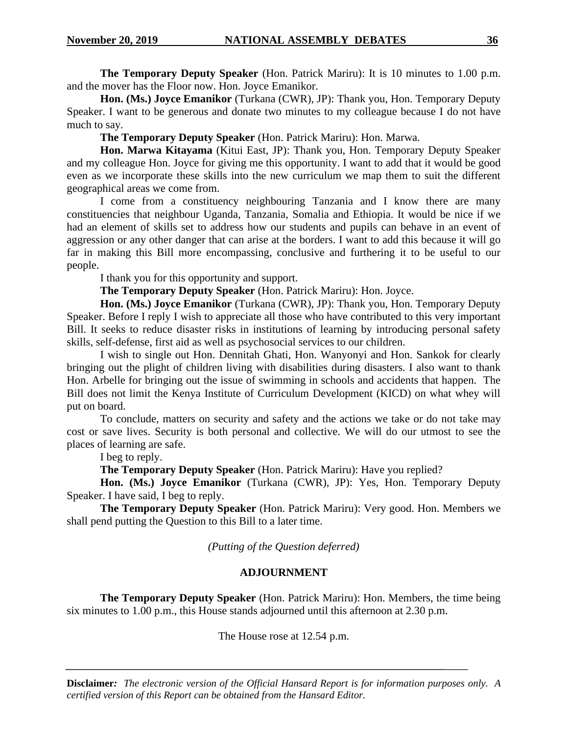**The Temporary Deputy Speaker** (Hon. Patrick Mariru): It is 10 minutes to 1.00 p.m. and the mover has the Floor now. Hon. Joyce Emanikor.

**Hon. (Ms.) Joyce Emanikor** (Turkana (CWR), JP): Thank you, Hon. Temporary Deputy Speaker. I want to be generous and donate two minutes to my colleague because I do not have much to say.

**The Temporary Deputy Speaker** (Hon. Patrick Mariru): Hon. Marwa.

**Hon. Marwa Kitayama** (Kitui East, JP): Thank you, Hon. Temporary Deputy Speaker and my colleague Hon. Joyce for giving me this opportunity. I want to add that it would be good even as we incorporate these skills into the new curriculum we map them to suit the different geographical areas we come from.

I come from a constituency neighbouring Tanzania and I know there are many constituencies that neighbour Uganda, Tanzania, Somalia and Ethiopia. It would be nice if we had an element of skills set to address how our students and pupils can behave in an event of aggression or any other danger that can arise at the borders. I want to add this because it will go far in making this Bill more encompassing, conclusive and furthering it to be useful to our people.

I thank you for this opportunity and support.

**The Temporary Deputy Speaker** (Hon. Patrick Mariru): Hon. Joyce.

**Hon. (Ms.) Joyce Emanikor** (Turkana (CWR), JP): Thank you, Hon. Temporary Deputy Speaker. Before I reply I wish to appreciate all those who have contributed to this very important Bill. It seeks to reduce disaster risks in institutions of learning by introducing personal safety skills, self-defense, first aid as well as psychosocial services to our children.

I wish to single out Hon. Dennitah Ghati, Hon. Wanyonyi and Hon. Sankok for clearly bringing out the plight of children living with disabilities during disasters. I also want to thank Hon. Arbelle for bringing out the issue of swimming in schools and accidents that happen. The Bill does not limit the Kenya Institute of Curriculum Development (KICD) on what whey will put on board.

To conclude, matters on security and safety and the actions we take or do not take may cost or save lives. Security is both personal and collective. We will do our utmost to see the places of learning are safe.

I beg to reply.

**The Temporary Deputy Speaker** (Hon. Patrick Mariru): Have you replied?

**Hon. (Ms.) Joyce Emanikor** (Turkana (CWR), JP): Yes, Hon. Temporary Deputy Speaker. I have said, I beg to reply.

**The Temporary Deputy Speaker** (Hon. Patrick Mariru): Very good. Hon. Members we shall pend putting the Question to this Bill to a later time.

*(Putting of the Question deferred)*

## ADJOURNMENT

**The Temporary Deputy Speaker** (Hon. Patrick Mariru): Hon. Members, the time being six minutes to 1.00 p.m., this House stands adjourned until this afternoon at 2.30 p.m.

The House rose at 12.54 p.m.

---

**Disclaimer***:* *The electronic version of the Official Hansard Report is for information purposes only. A certified version of this Report can be obtained from the Hansard Editor.*